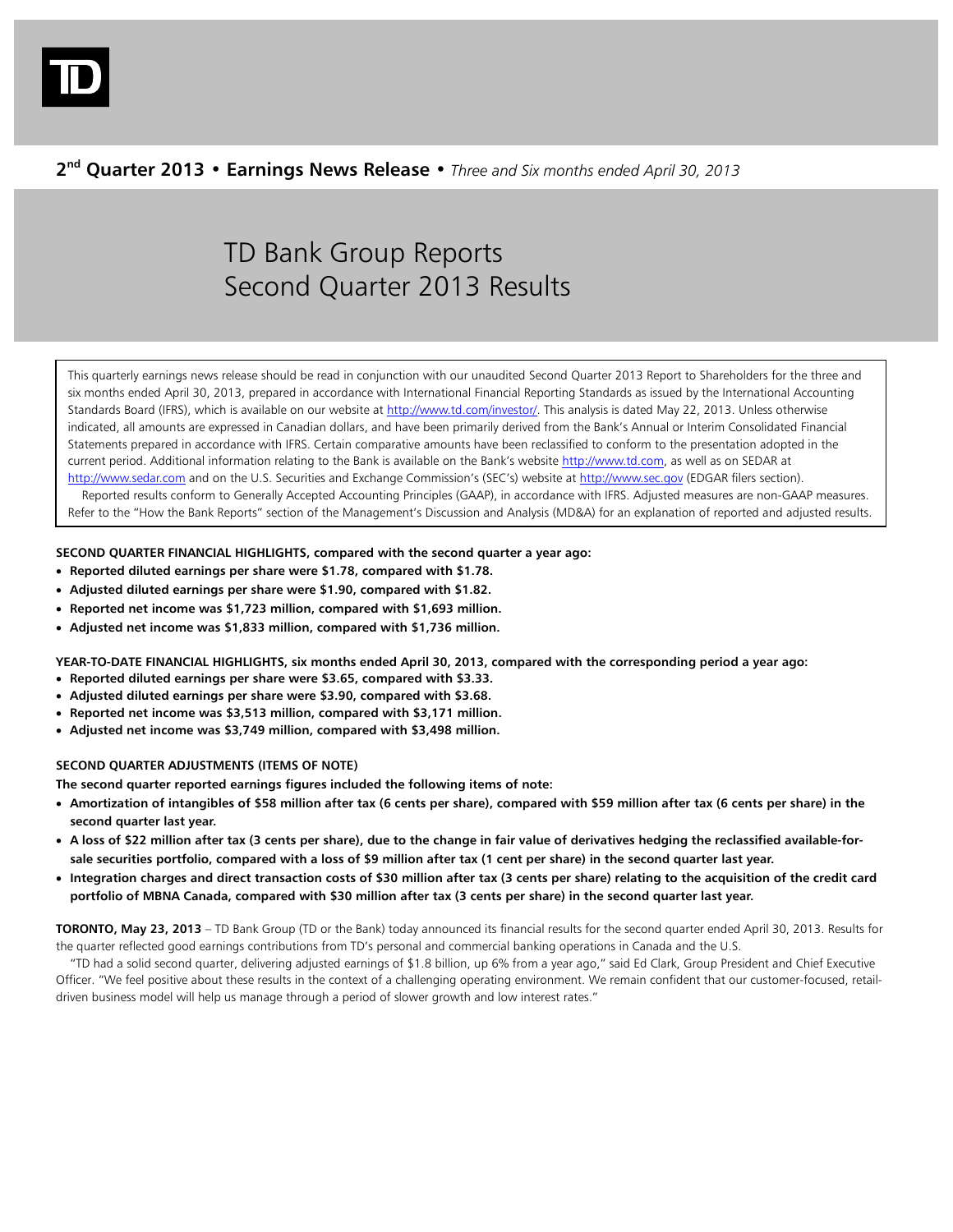**2nd Quarter 2013 • Earnings News Release •** *Three and Six months ended April 30, 2013*

# TD Bank Group Reports Second Quarter 2013 Results

This quarterly earnings news release should be read in conjunction with our unaudited Second Quarter 2013 Report to Shareholders for the three and six months ended April 30, 2013, prepared in accordance with International Financial Reporting Standards as issued by the International Accounting Standards Board (IFRS), which is available on our website at http://www.td.com/investor/. This analysis is dated May 22, 2013. Unless otherwise indicated, all amounts are expressed in Canadian dollars, and have been primarily derived from the Bank's Annual or Interim Consolidated Financial Statements prepared in accordance with IFRS. Certain comparative amounts have been reclassified to conform to the presentation adopted in the current period. Additional information relating to the Bank is available on the Bank's website http://www.td.com, as well as on SEDAR at http://www.sedar.com and on the U.S. Securities and Exchange Commission's (SEC's) website at http://www.sec.gov (EDGAR filers section).

Reported results conform to Generally Accepted Accounting Principles (GAAP), in accordance with IFRS. Adjusted measures are non-GAAP measures. Refer to the "How the Bank Reports" section of the Management's Discussion and Analysis (MD&A) for an explanation of reported and adjusted results.

**SECOND QUARTER FINANCIAL HIGHLIGHTS, compared with the second quarter a year ago:**

- **Reported diluted earnings per share were $1.78, compared with $1.78.**
- **Adjusted diluted earnings per share were $1.90, compared with $1.82.**
- **Reported net income was $1,723 million, compared with $1,693 million.**
- **Adjusted net income was $1,833 million, compared with $1,736 million.**

**YEAR-TO-DATE FINANCIAL HIGHLIGHTS, six months ended April 30, 2013, compared with the corresponding period a year ago:**

- **Reported diluted earnings per share were $3.65, compared with $3.33.**
- **Adjusted diluted earnings per share were $3.90, compared with $3.68.**
- **Reported net income was $3,513 million, compared with $3,171 million.**
- **Adjusted net income was $3,749 million, compared with $3,498 million.**

**SECOND QUARTER ADJUSTMENTS (ITEMS OF NOTE)**

**The second quarter reported earnings figures included the following items of note:**

- **Amortization of intangibles of $58 million after tax (6 cents per share), compared with $59 million after tax (6 cents per share) in the second quarter last year.**
- **A loss of $22 million after tax (3 cents per share), due to the change in fair value of derivatives hedging the reclassified available-for-sale securities portfolio, compared with a loss of $9 million after tax (1 cent per share) in the second quarter last year.**
- **Integration charges and direct transaction costs of $30 million after tax (3 cents per share) relating to the acquisition of the credit card portfolio of MBNA Canada, compared with $30 million after tax (3 cents per share) in the second quarter last year.**

**TORONTO, May 23, 2013** – TD Bank Group (TD or the Bank) today announced its financial results for the second quarter ended April 30, 2013. Results for the quarter reflected good earnings contributions from TD's personal and commercial banking operations in Canada and the U.S.

"TD had a solid second quarter, delivering adjusted earnings of $1.8 billion, up 6% from a year ago," said Ed Clark, Group President and Chief Executive Officer. "We feel positive about these results in the context of a challenging operating environment. We remain confident that our customer-focused, retail-driven business model will help us manage through a period of slower growth and low interest rates."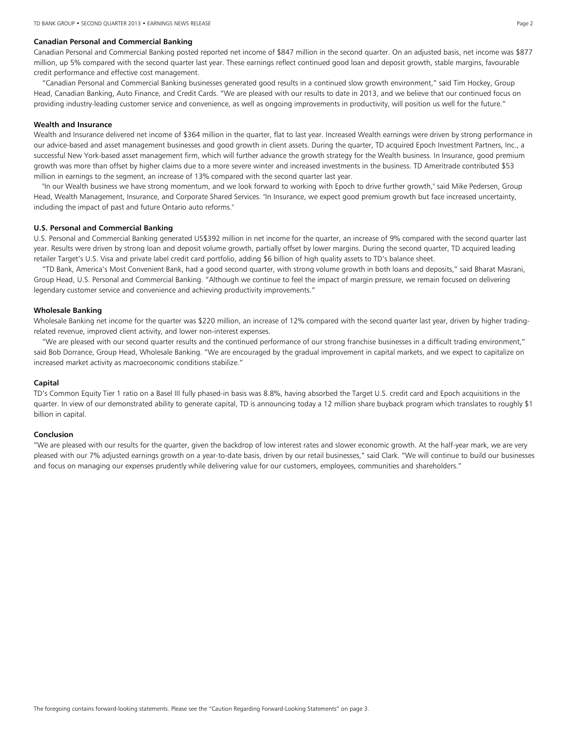### Canadian Personal and Commercial Banking

Canadian Personal and Commercial Banking posted reported net income of $847 million in the second quarter. On an adjusted basis, net income was $877 million, up 5% compared with the second quarter last year. These earnings reflect continued good loan and deposit growth, stable margins, favourable credit performance and effective cost management.

"Canadian Personal and Commercial Banking businesses generated good results in a continued slow growth environment," said Tim Hockey, Group Head, Canadian Banking, Auto Finance, and Credit Cards. "We are pleased with our results to date in 2013, and we believe that our continued focus on providing industry-leading customer service and convenience, as well as ongoing improvements in productivity, will position us well for the future."

### Wealth and Insurance

Wealth and Insurance delivered net income of $364 million in the quarter, flat to last year. Increased Wealth earnings were driven by strong performance in our advice-based and asset management businesses and good growth in client assets. During the quarter, TD acquired Epoch Investment Partners, Inc., a successful New York-based asset management firm, which will further advance the growth strategy for the Wealth business. In Insurance, good premium growth was more than offset by higher claims due to a more severe winter and increased investments in the business. TD Ameritrade contributed $53 million in earnings to the segment, an increase of 13% compared with the second quarter last year.

"In our Wealth business we have strong momentum, and we look forward to working with Epoch to drive further growth," said Mike Pedersen, Group Head, Wealth Management, Insurance, and Corporate Shared Services. "In Insurance, we expect good premium growth but face increased uncertainty, including the impact of past and future Ontario auto reforms."

### U.S. Personal and Commercial Banking

U.S. Personal and Commercial Banking generated US$392 million in net income for the quarter, an increase of 9% compared with the second quarter last year. Results were driven by strong loan and deposit volume growth, partially offset by lower margins. During the second quarter, TD acquired leading retailer Target's U.S. Visa and private label credit card portfolio, adding $6 billion of high quality assets to TD's balance sheet.

"TD Bank, America's Most Convenient Bank, had a good second quarter, with strong volume growth in both loans and deposits," said Bharat Masrani, Group Head, U.S. Personal and Commercial Banking. "Although we continue to feel the impact of margin pressure, we remain focused on delivering legendary customer service and convenience and achieving productivity improvements."

### Wholesale Banking

Wholesale Banking net income for the quarter was $220 million, an increase of 12% compared with the second quarter last year, driven by higher trading-related revenue, improved client activity, and lower non-interest expenses.

"We are pleased with our second quarter results and the continued performance of our strong franchise businesses in a difficult trading environment," said Bob Dorrance, Group Head, Wholesale Banking. "We are encouraged by the gradual improvement in capital markets, and we expect to capitalize on increased market activity as macroeconomic conditions stabilize."

### Capital

TD's Common Equity Tier 1 ratio on a Basel III fully phased-in basis was 8.8%, having absorbed the Target U.S. credit card and Epoch acquisitions in the quarter. In view of our demonstrated ability to generate capital, TD is announcing today a 12 million share buyback program which translates to roughly $1 billion in capital.

### Conclusion

"We are pleased with our results for the quarter, given the backdrop of low interest rates and slower economic growth. At the half-year mark, we are very pleased with our 7% adjusted earnings growth on a year-to-date basis, driven by our retail businesses," said Clark. "We will continue to build our businesses and focus on managing our expenses prudently while delivering value for our customers, employees, communities and shareholders."

The foregoing contains forward-looking statements. Please see the "Caution Regarding Forward-Looking Statements" on page 3.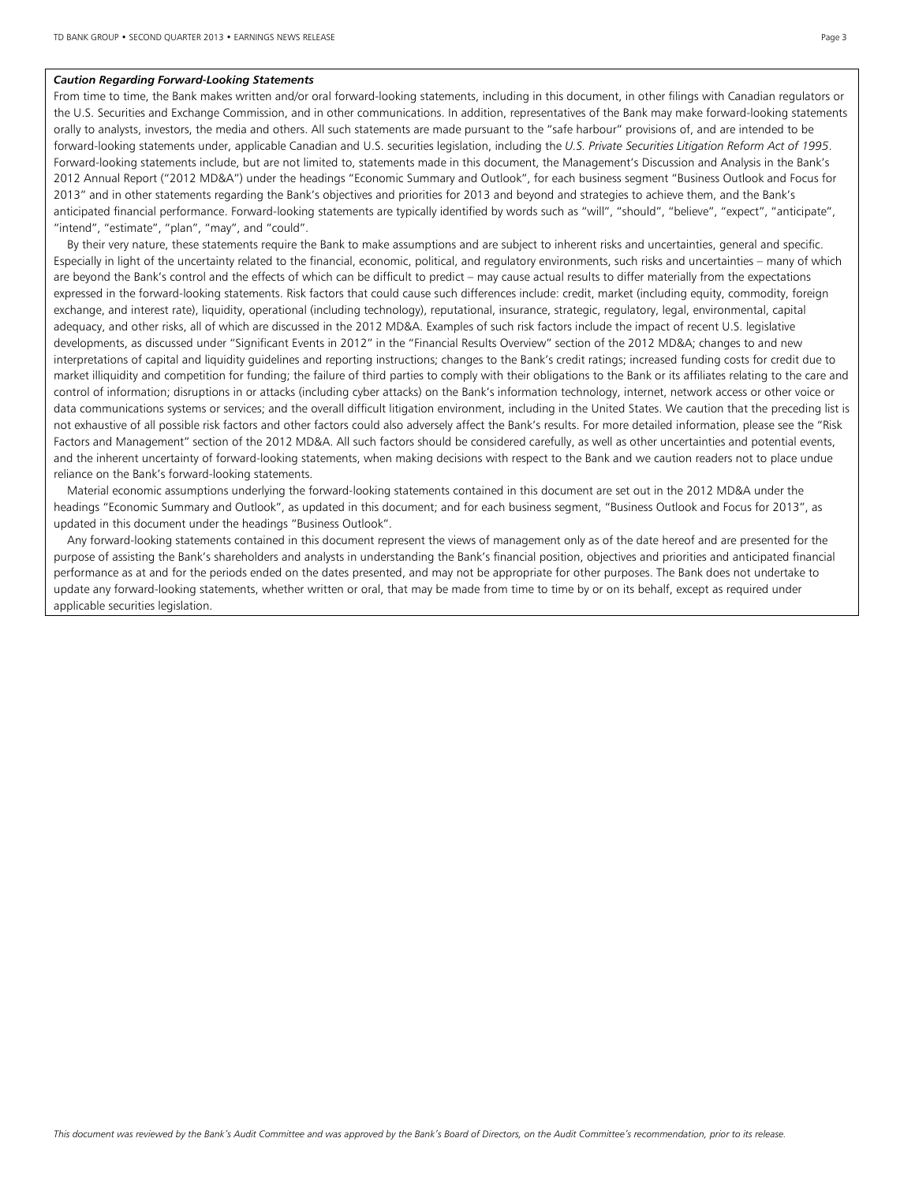***Caution Regarding Forward-Looking Statements***

From time to time, the Bank makes written and/or oral forward-looking statements, including in this document, in other filings with Canadian regulators or the U.S. Securities and Exchange Commission, and in other communications. In addition, representatives of the Bank may make forward-looking statements orally to analysts, investors, the media and others. All such statements are made pursuant to the "safe harbour" provisions of, and are intended to be forward-looking statements under, applicable Canadian and U.S. securities legislation, including the *U.S. Private Securities Litigation Reform Act of 1995*. Forward-looking statements include, but are not limited to, statements made in this document, the Management's Discussion and Analysis in the Bank's 2012 Annual Report ("2012 MD&A") under the headings "Economic Summary and Outlook", for each business segment "Business Outlook and Focus for 2013" and in other statements regarding the Bank's objectives and priorities for 2013 and beyond and strategies to achieve them, and the Bank's anticipated financial performance. Forward-looking statements are typically identified by words such as "will", "should", "believe", "expect", "anticipate", "intend", "estimate", "plan", "may", and "could".

By their very nature, these statements require the Bank to make assumptions and are subject to inherent risks and uncertainties, general and specific. Especially in light of the uncertainty related to the financial, economic, political, and regulatory environments, such risks and uncertainties – many of which are beyond the Bank's control and the effects of which can be difficult to predict – may cause actual results to differ materially from the expectations expressed in the forward-looking statements. Risk factors that could cause such differences include: credit, market (including equity, commodity, foreign exchange, and interest rate), liquidity, operational (including technology), reputational, insurance, strategic, regulatory, legal, environmental, capital adequacy, and other risks, all of which are discussed in the 2012 MD&A. Examples of such risk factors include the impact of recent U.S. legislative developments, as discussed under "Significant Events in 2012" in the "Financial Results Overview" section of the 2012 MD&A; changes to and new interpretations of capital and liquidity guidelines and reporting instructions; changes to the Bank's credit ratings; increased funding costs for credit due to market illiquidity and competition for funding; the failure of third parties to comply with their obligations to the Bank or its affiliates relating to the care and control of information; disruptions in or attacks (including cyber attacks) on the Bank's information technology, internet, network access or other voice or data communications systems or services; and the overall difficult litigation environment, including in the United States. We caution that the preceding list is not exhaustive of all possible risk factors and other factors could also adversely affect the Bank's results. For more detailed information, please see the "Risk Factors and Management" section of the 2012 MD&A. All such factors should be considered carefully, as well as other uncertainties and potential events, and the inherent uncertainty of forward-looking statements, when making decisions with respect to the Bank and we caution readers not to place undue reliance on the Bank's forward-looking statements.

Material economic assumptions underlying the forward-looking statements contained in this document are set out in the 2012 MD&A under the headings "Economic Summary and Outlook", as updated in this document; and for each business segment, "Business Outlook and Focus for 2013", as updated in this document under the headings "Business Outlook".

Any forward-looking statements contained in this document represent the views of management only as of the date hereof and are presented for the purpose of assisting the Bank's shareholders and analysts in understanding the Bank's financial position, objectives and priorities and anticipated financial performance as at and for the periods ended on the dates presented, and may not be appropriate for other purposes. The Bank does not undertake to update any forward-looking statements, whether written or oral, that may be made from time to time by or on its behalf, except as required under applicable securities legislation.

*This document was reviewed by the Bank's Audit Committee and was approved by the Bank's Board of Directors, on the Audit Committee's recommendation, prior to its release.*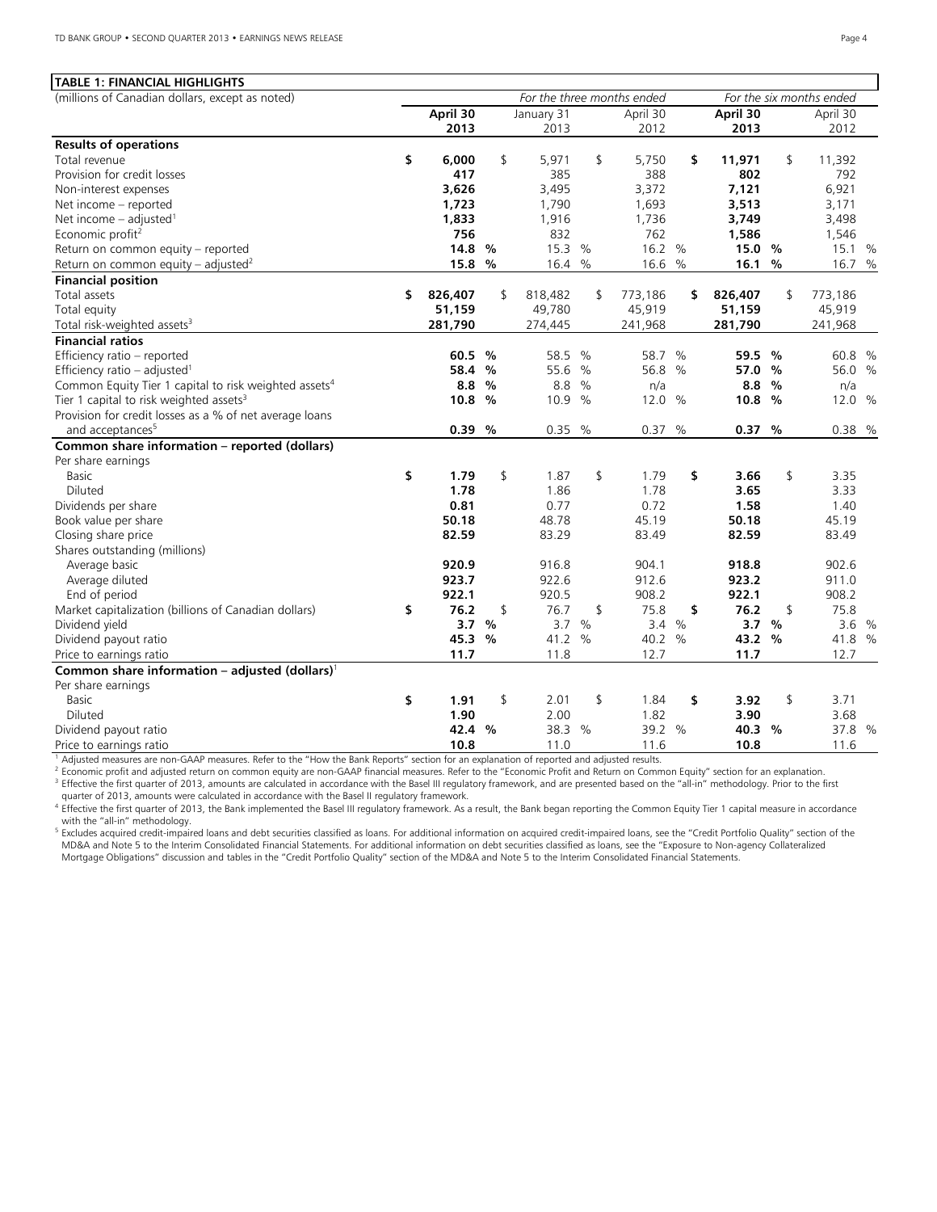**TABLE 1: FINANCIAL HIGHLIGHTS**

| (millions of Canadian dollars, except as noted) | *For the three months ended* | | | *For the six months ended* | |
|---|---|---|---|---|---|
| | **April 30 2013** | January 31 2013 | April 30 2012 | **April 30 2013** | April 30 2012 |
| **Results of operations** | | | | | |
| Total revenue | **$ 6,000** | $ 5,971 | $ 5,750 | **$ 11,971** | $ 11,392 |
| Provision for credit losses | **417** | 385 | 388 | **802** | 792 |
| Non-interest expenses | **3,626** | 3,495 | 3,372 | **7,121** | 6,921 |
| Net income – reported | **1,723** | 1,790 | 1,693 | **3,513** | 3,171 |
| Net income – adjusted[1] | **1,833** | 1,916 | 1,736 | **3,749** | 3,498 |
| Economic profit[2] | **756** | 832 | 762 | **1,586** | 1,546 |
| Return on common equity – reported | **14.8 %** | 15.3 % | 16.2 % | **15.0 %** | 15.1 % |
| Return on common equity – adjusted[2] | **15.8 %** | 16.4 % | 16.6 % | **16.1 %** | 16.7 % |
| **Financial position** | | | | | |
| Total assets | **$ 826,407** | $ 818,482 | $ 773,186 | **$ 826,407** | $ 773,186 |
| Total equity | **51,159** | 49,780 | 45,919 | **51,159** | 45,919 |
| Total risk-weighted assets[3] | **281,790** | 274,445 | 241,968 | **281,790** | 241,968 |
| **Financial ratios** | | | | | |
| Efficiency ratio – reported | **60.5 %** | 58.5 % | 58.7 % | **59.5 %** | 60.8 % |
| Efficiency ratio – adjusted[1] | **58.4 %** | 55.6 % | 56.8 % | **57.0 %** | 56.0 % |
| Common Equity Tier 1 capital to risk weighted assets[4] | **8.8 %** | 8.8 % | n/a | **8.8 %** | n/a |
| Tier 1 capital to risk weighted assets[3] | **10.8 %** | 10.9 % | 12.0 % | **10.8 %** | 12.0 % |
| Provision for credit losses as a % of net average loans and acceptances[5] | **0.39 %** | 0.35 % | 0.37 % | **0.37 %** | 0.38 % |
| **Common share information – reported (dollars)** | | | | | |
| Per share earnings | | | | | |
| Basic | **$ 1.79** | $ 1.87 | $ 1.79 | **$ 3.66** | $ 3.35 |
| Diluted | **1.78** | 1.86 | 1.78 | **3.65** | 3.33 |
| Dividends per share | **0.81** | 0.77 | 0.72 | **1.58** | 1.40 |
| Book value per share | **50.18** | 48.78 | 45.19 | **50.18** | 45.19 |
| Closing share price | **82.59** | 83.29 | 83.49 | **82.59** | 83.49 |
| Shares outstanding (millions) | | | | | |
| Average basic | **920.9** | 916.8 | 904.1 | **918.8** | 902.6 |
| Average diluted | **923.7** | 922.6 | 912.6 | **923.2** | 911.0 |
| End of period | **922.1** | 920.5 | 908.2 | **922.1** | 908.2 |
| Market capitalization (billions of Canadian dollars) | **$ 76.2** | $ 76.7 | $ 75.8 | **$ 76.2** | $ 75.8 |
| Dividend yield | **3.7 %** | 3.7 % | 3.4 % | **3.7 %** | 3.6 % |
| Dividend payout ratio | **45.3 %** | 41.2 % | 40.2 % | **43.2 %** | 41.8 % |
| Price to earnings ratio | **11.7** | 11.8 | 12.7 | **11.7** | 12.7 |
| **Common share information – adjusted (dollars)**[1] | | | | | |
| Per share earnings | | | | | |
| Basic | **$ 1.91** | $ 2.01 | $ 1.84 | **$ 3.92** | $ 3.71 |
| Diluted | **1.90** | 2.00 | 1.82 | **3.90** | 3.68 |
| Dividend payout ratio | **42.4 %** | 38.3 % | 39.2 % | **40.3 %** | 37.8 % |
| Price to earnings ratio | **10.8** | 11.0 | 11.6 | **10.8** | 11.6 |

[1] Adjusted measures are non-GAAP measures. Refer to the "How the Bank Reports" section for an explanation of reported and adjusted results.

[2] Economic profit and adjusted return on common equity are non-GAAP financial measures. Refer to the "Economic Profit and Return on Common Equity" section for an explanation.

[3] Effective the first quarter of 2013, amounts are calculated in accordance with the Basel III regulatory framework, and are presented based on the "all-in" methodology. Prior to the first quarter of 2013, amounts were calculated in accordance with the Basel II regulatory framework.

[4] Effective the first quarter of 2013, the Bank implemented the Basel III regulatory framework. As a result, the Bank began reporting the Common Equity Tier 1 capital measure in accordance with the "all-in" methodology.

[5] Excludes acquired credit-impaired loans and debt securities classified as loans. For additional information on acquired credit-impaired loans, see the "Credit Portfolio Quality" section of the MD&A and Note 5 to the Interim Consolidated Financial Statements. For additional information on debt securities classified as loans, see the "Exposure to Non-agency Collateralized Mortgage Obligations" discussion and tables in the "Credit Portfolio Quality" section of the MD&A and Note 5 to the Interim Consolidated Financial Statements.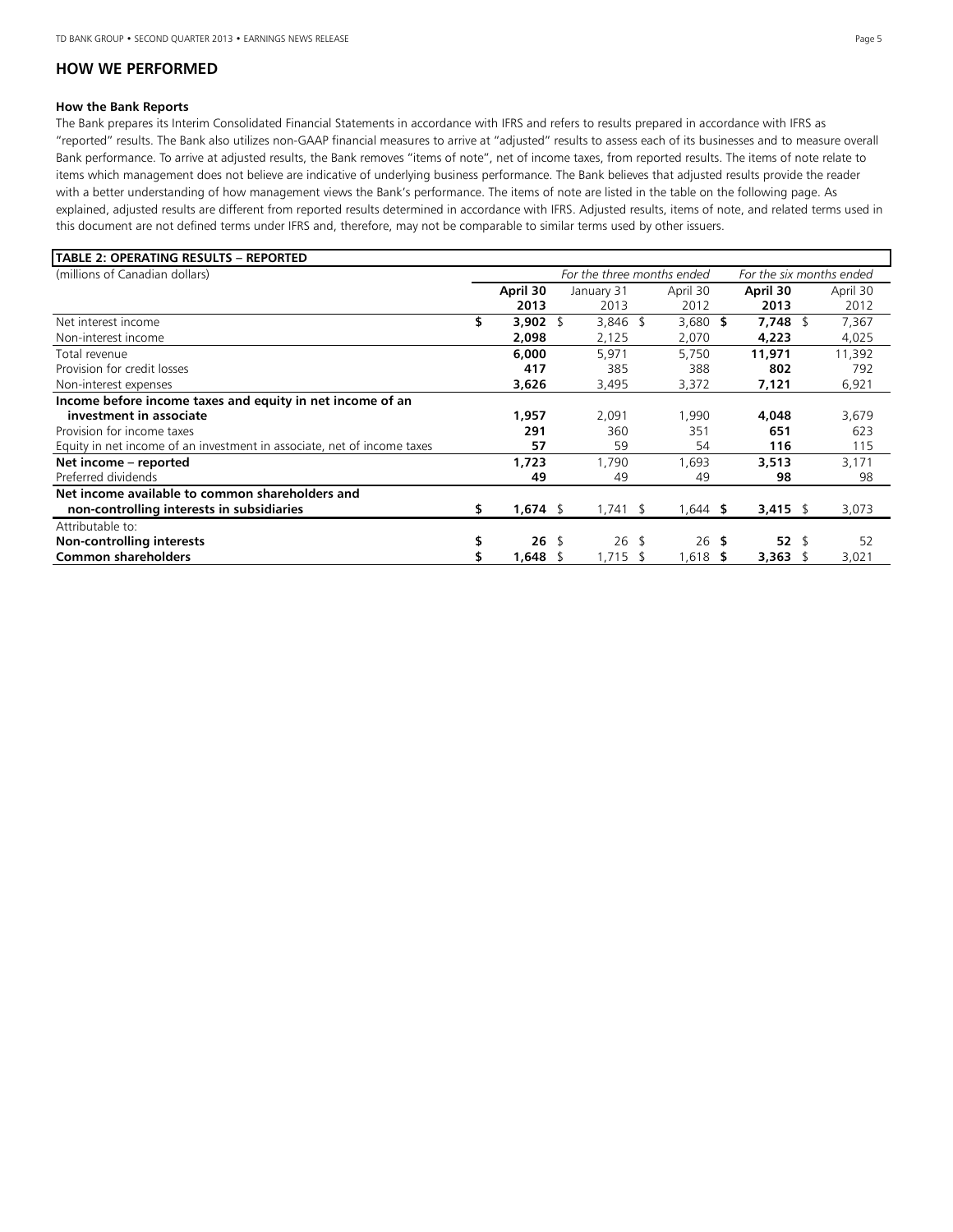## HOW WE PERFORMED

### How the Bank Reports

The Bank prepares its Interim Consolidated Financial Statements in accordance with IFRS and refers to results prepared in accordance with IFRS as "reported" results. The Bank also utilizes non-GAAP financial measures to arrive at "adjusted" results to assess each of its businesses and to measure overall Bank performance. To arrive at adjusted results, the Bank removes "items of note", net of income taxes, from reported results. The items of note relate to items which management does not believe are indicative of underlying business performance. The Bank believes that adjusted results provide the reader with a better understanding of how management views the Bank's performance. The items of note are listed in the table on the following page. As explained, adjusted results are different from reported results determined in accordance with IFRS. Adjusted results, items of note, and related terms used in this document are not defined terms under IFRS and, therefore, may not be comparable to similar terms used by other issuers.

**TABLE 2: OPERATING RESULTS – REPORTED**

| (millions of Canadian dollars) | *For the three months ended* | | | *For the six months ended* | |
|---|---|---|---|---|---|
| | **April 30 2013** | January 31 2013 | April 30 2012 | **April 30 2013** | April 30 2012 |
| Net interest income | **$ 3,902** | $ 3,846 | $ 3,680 | **$ 7,748** | $ 7,367 |
| Non-interest income | **2,098** | 2,125 | 2,070 | **4,223** | 4,025 |
| Total revenue | **6,000** | 5,971 | 5,750 | **11,971** | 11,392 |
| Provision for credit losses | **417** | 385 | 388 | **802** | 792 |
| Non-interest expenses | **3,626** | 3,495 | 3,372 | **7,121** | 6,921 |
| **Income before income taxes and equity in net income of an investment in associate** | **1,957** | 2,091 | 1,990 | **4,048** | 3,679 |
| Provision for income taxes | **291** | 360 | 351 | **651** | 623 |
| Equity in net income of an investment in associate, net of income taxes | **57** | 59 | 54 | **116** | 115 |
| **Net income – reported** | **1,723** | 1,790 | 1,693 | **3,513** | 3,171 |
| Preferred dividends | **49** | 49 | 49 | **98** | 98 |
| **Net income available to common shareholders and non-controlling interests in subsidiaries** | **$ 1,674** | $ 1,741 | $ 1,644 | **$ 3,415** | $ 3,073 |
| Attributable to: | | | | | |
| **Non-controlling interests** | **$ 26** | $ 26 | $ 26 | **$ 52** | $ 52 |
| **Common shareholders** | **$ 1,648** | $ 1,715 | $ 1,618 | **$ 3,363** | $ 3,021 |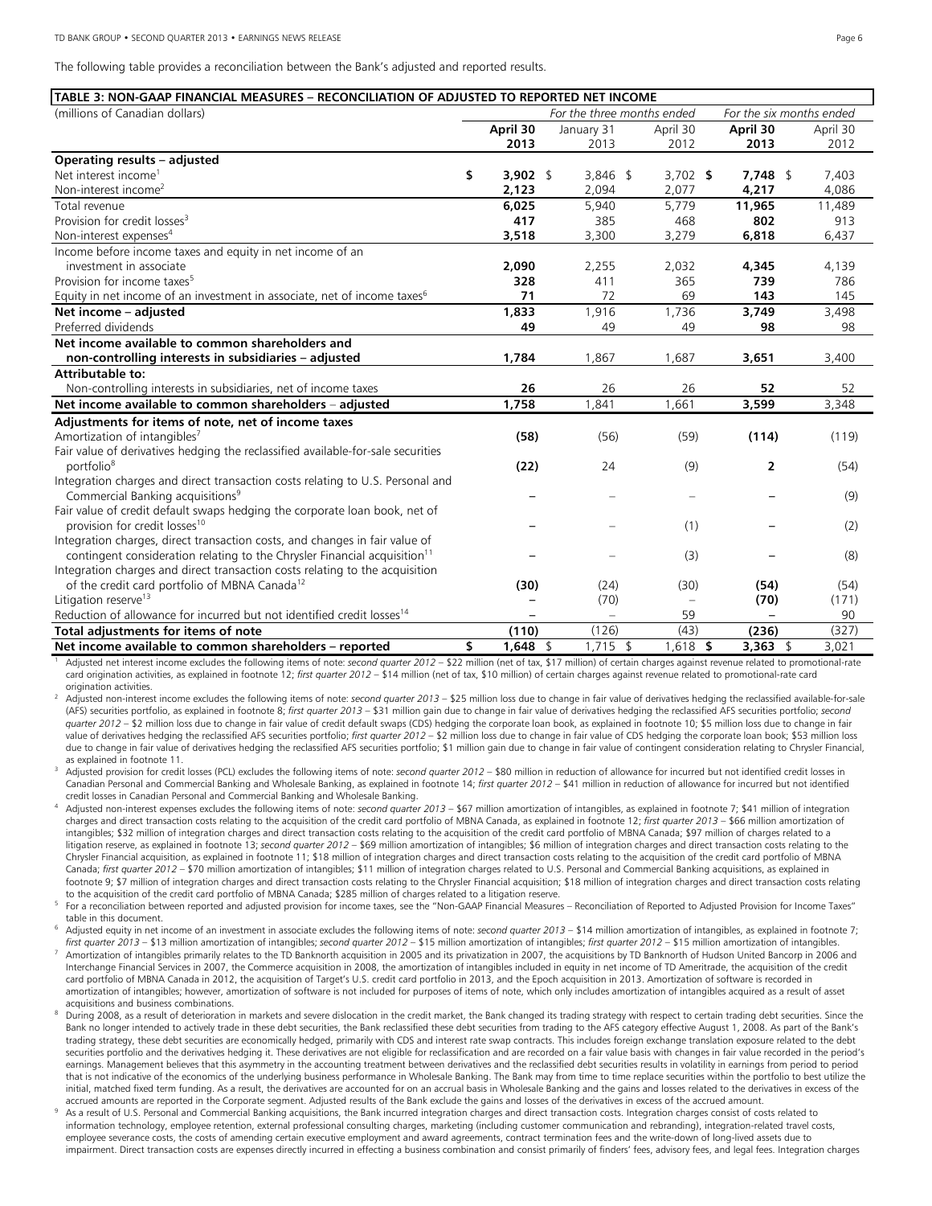The following table provides a reconciliation between the Bank's adjusted and reported results.

**TABLE 3: NON-GAAP FINANCIAL MEASURES – RECONCILIATION OF ADJUSTED TO REPORTED NET INCOME**

| (millions of Canadian dollars) | For the three months ended | | | For the six months ended | |
|---|---|---|---|---|---|
| | **April 30 2013** | January 31 2013 | April 30 2012 | **April 30 2013** | April 30 2012 |
| **Operating results – adjusted** | | | | | |
| Net interest income[1] | **$ 3,902** | $ 3,846 | $ 3,702 | **$ 7,748** | $ 7,403 |
| Non-interest income[2] | **2,123** | 2,094 | 2,077 | **4,217** | 4,086 |
| Total revenue | **6,025** | 5,940 | 5,779 | **11,965** | 11,489 |
| Provision for credit losses[3] | **417** | 385 | 468 | **802** | 913 |
| Non-interest expenses[4] | **3,518** | 3,300 | 3,279 | **6,818** | 6,437 |
| Income before income taxes and equity in net income of an investment in associate | **2,090** | 2,255 | 2,032 | **4,345** | 4,139 |
| Provision for income taxes[5] | **328** | 411 | 365 | **739** | 786 |
| Equity in net income of an investment in associate, net of income taxes[6] | **71** | 72 | 69 | **143** | 145 |
| **Net income – adjusted** | **1,833** | 1,916 | 1,736 | **3,749** | 3,498 |
| Preferred dividends | **49** | 49 | 49 | **98** | 98 |
| **Net income available to common shareholders and non-controlling interests in subsidiaries – adjusted** | **1,784** | 1,867 | 1,687 | **3,651** | 3,400 |
| **Attributable to:** | | | | | |
| Non-controlling interests in subsidiaries, net of income taxes | **26** | 26 | 26 | **52** | 52 |
| **Net income available to common shareholders – adjusted** | **1,758** | 1,841 | 1,661 | **3,599** | 3,348 |
| **Adjustments for items of note, net of income taxes** | | | | | |
| Amortization of intangibles[7] | **(58)** | (56) | (59) | **(114)** | (119) |
| Fair value of derivatives hedging the reclassified available-for-sale securities portfolio[8] | **(22)** | 24 | (9) | **2** | (54) |
| Integration charges and direct transaction costs relating to U.S. Personal and Commercial Banking acquisitions[9] | **–** | – | – | **–** | (9) |
| Fair value of credit default swaps hedging the corporate loan book, net of provision for credit losses[10] | **–** | – | (1) | **–** | (2) |
| Integration charges, direct transaction costs, and changes in fair value of contingent consideration relating to the Chrysler Financial acquisition[11] | **–** | – | (3) | **–** | (8) |
| Integration charges and direct transaction costs relating to the acquisition of the credit card portfolio of MBNA Canada[12] | **(30)** | (24) | (30) | **(54)** | (54) |
| Litigation reserve[13] | **–** | (70) | – | **(70)** | (171) |
| Reduction of allowance for incurred but not identified credit losses[14] | **–** | – | 59 | **–** | 90 |
| **Total adjustments for items of note** | **(110)** | (126) | (43) | **(236)** | (327) |
| **Net income available to common shareholders – reported** | **$ 1,648** | $ 1,715 | $ 1,618 | **$ 3,363** | $ 3,021 |

[1] Adjusted net interest income excludes the following items of note: *second quarter 2012* – $22 million (net of tax, $17 million) of certain charges against revenue related to promotional-rate card origination activities, as explained in footnote 12; *first quarter 2012* – $14 million (net of tax, $10 million) of certain charges against revenue related to promotional-rate card origination activities.

[2] Adjusted non-interest income excludes the following items of note: *second quarter 2013* – $25 million loss due to change in fair value of derivatives hedging the reclassified available-for-sale (AFS) securities portfolio, as explained in footnote 8; *first quarter 2013* – $31 million gain due to change in fair value of derivatives hedging the reclassified AFS securities portfolio; *second quarter 2012* – $2 million loss due to change in fair value of credit default swaps (CDS) hedging the corporate loan book, as explained in footnote 10; $5 million loss due to change in fair value of derivatives hedging the reclassified AFS securities portfolio; *first quarter 2012* – $2 million loss due to change in fair value of CDS hedging the corporate loan book; $53 million loss due to change in fair value of derivatives hedging the reclassified AFS securities portfolio; $1 million gain due to change in fair value of contingent consideration relating to Chrysler Financial, as explained in footnote 11.

[3] Adjusted provision for credit losses (PCL) excludes the following items of note: *second quarter 2012* – $80 million in reduction of allowance for incurred but not identified credit losses in Canadian Personal and Commercial Banking and Wholesale Banking, as explained in footnote 14; *first quarter 2012* – $41 million in reduction of allowance for incurred but not identified credit losses in Canadian Personal and Commercial Banking and Wholesale Banking.

[4] Adjusted non-interest expenses excludes the following items of note: *second quarter 2013* – $67 million amortization of intangibles, as explained in footnote 7; $41 million of integration charges and direct transaction costs relating to the acquisition of the credit card portfolio of MBNA Canada, as explained in footnote 12; *first quarter 2013* – $66 million amortization of intangibles; $32 million of integration charges and direct transaction costs relating to the acquisition of the credit card portfolio of MBNA Canada; $97 million of charges related to a litigation reserve, as explained in footnote 13; *second quarter 2012* – $69 million amortization of intangibles; $6 million of integration charges and direct transaction costs relating to the Chrysler Financial acquisition, as explained in footnote 11; $18 million of integration charges and direct transaction costs relating to the acquisition of the credit card portfolio of MBNA Canada; *first quarter 2012* – $70 million amortization of intangibles; $11 million of integration charges related to U.S. Personal and Commercial Banking acquisitions, as explained in footnote 9; $7 million of integration charges and direct transaction costs relating to the Chrysler Financial acquisition; $18 million of integration charges and direct transaction costs relating to the acquisition of the credit card portfolio of MBNA Canada; $285 million of charges related to a litigation reserve.

[5] For a reconciliation between reported and adjusted provision for income taxes, see the "Non-GAAP Financial Measures – Reconciliation of Reported to Adjusted Provision for Income Taxes" table in this document.

[6] Adjusted equity in net income of an investment in associate excludes the following items of note: *second quarter 2013* – $14 million amortization of intangibles, as explained in footnote 7; *first quarter 2013* – $13 million amortization of intangibles; *second quarter 2012* – $15 million amortization of intangibles; *first quarter 2012* – $15 million amortization of intangibles.

[7] Amortization of intangibles primarily relates to the TD Banknorth acquisition in 2005 and its privatization in 2007, the acquisitions by TD Banknorth of Hudson United Bancorp in 2006 and Interchange Financial Services in 2007, the Commerce acquisition in 2008, the amortization of intangibles included in equity in net income of TD Ameritrade, the acquisition of the credit card portfolio of MBNA Canada in 2012, the acquisition of Target's U.S. credit card portfolio in 2013, and the Epoch acquisition in 2013. Amortization of software is recorded in amortization of intangibles; however, amortization of software is not included for purposes of items of note, which only includes amortization of intangibles acquired as a result of asset acquisitions and business combinations.

[8] During 2008, as a result of deterioration in markets and severe dislocation in the credit market, the Bank changed its trading strategy with respect to certain trading debt securities. Since the Bank no longer intended to actively trade in these debt securities, the Bank reclassified these debt securities from trading to the AFS category effective August 1, 2008. As part of the Bank's trading strategy, these debt securities are economically hedged, primarily with CDS and interest rate swap contracts. This includes foreign exchange translation exposure related to the debt securities portfolio and the derivatives hedging it. These derivatives are not eligible for reclassification and are recorded on a fair value basis with changes in fair value recorded in the period's earnings. Management believes that this asymmetry in the accounting treatment between derivatives and the reclassified debt securities results in volatility in earnings from period to period that is not indicative of the economics of the underlying business performance in Wholesale Banking. The Bank may from time to time replace securities within the portfolio to best utilize the initial, matched fixed term funding. As a result, the derivatives are accounted for on an accrual basis in Wholesale Banking and the gains and losses related to the derivatives in excess of the accrued amounts are reported in the Corporate segment. Adjusted results of the Bank exclude the gains and losses of the derivatives in excess of the accrued amount.

[9] As a result of U.S. Personal and Commercial Banking acquisitions, the Bank incurred integration charges and direct transaction costs. Integration charges consist of costs related to information technology, employee retention, external professional consulting charges, marketing (including customer communication and rebranding), integration-related travel costs, employee severance costs, the costs of amending certain executive employment and award agreements, contract termination fees and the write-down of long-lived assets due to impairment. Direct transaction costs are expenses directly incurred in effecting a business combination and consist primarily of finders' fees, advisory fees, and legal fees. Integration charges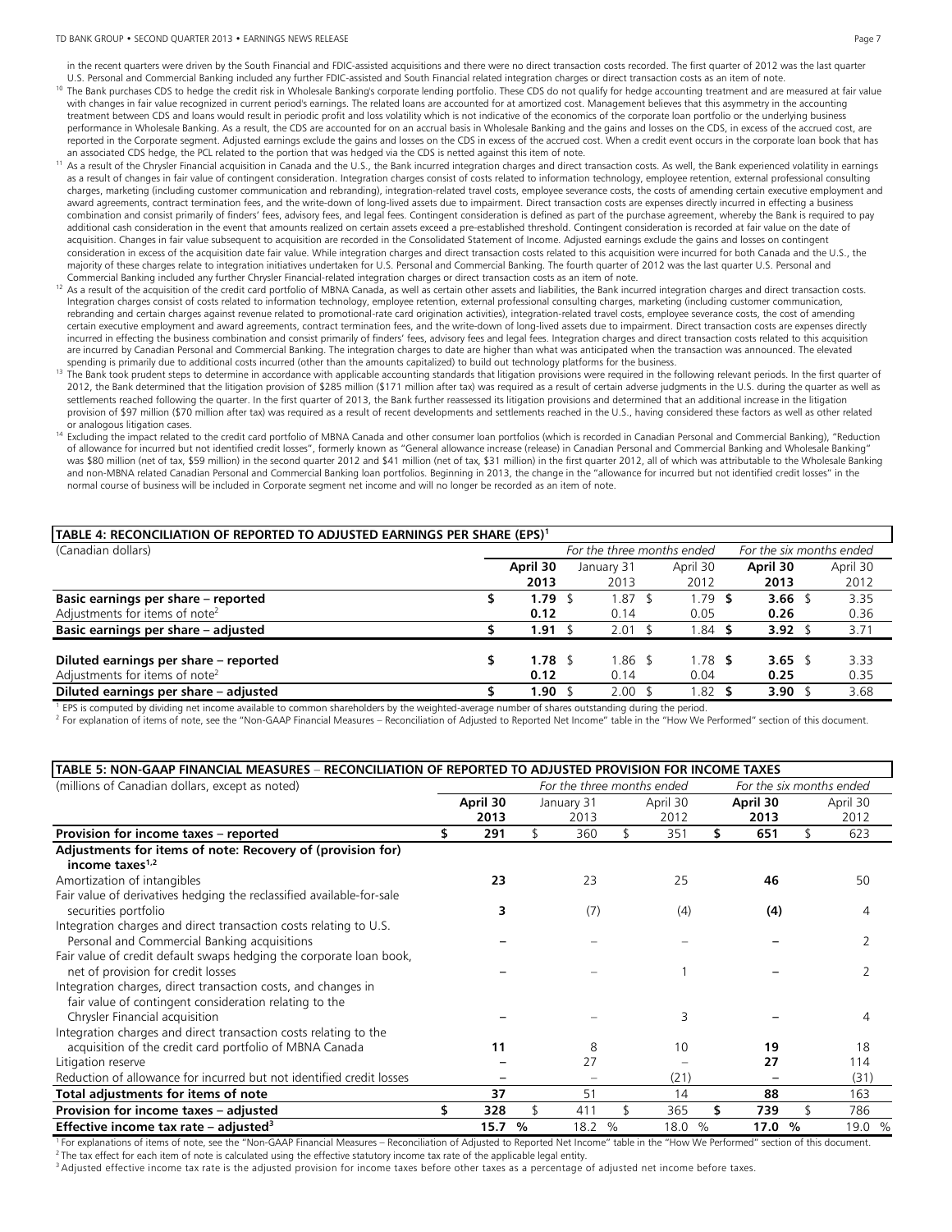in the recent quarters were driven by the South Financial and FDIC-assisted acquisitions and there were no direct transaction costs recorded. The first quarter of 2012 was the last quarter U.S. Personal and Commercial Banking included any further FDIC-assisted and South Financial related integration charges or direct transaction costs as an item of note.

[10] The Bank purchases CDS to hedge the credit risk in Wholesale Banking's corporate lending portfolio. These CDS do not qualify for hedge accounting treatment and are measured at fair value with changes in fair value recognized in current period's earnings. The related loans are accounted for at amortized cost. Management believes that this asymmetry in the accounting treatment between CDS and loans would result in periodic profit and loss volatility which is not indicative of the economics of the corporate loan portfolio or the underlying business performance in Wholesale Banking. As a result, the CDS are accounted for on an accrual basis in Wholesale Banking and the gains and losses on the CDS, in excess of the accrued cost, are reported in the Corporate segment. Adjusted earnings exclude the gains and losses on the CDS in excess of the accrued cost. When a credit event occurs in the corporate loan book that has an associated CDS hedge, the PCL related to the portion that was hedged via the CDS is netted against this item of note.

[11] As a result of the Chrysler Financial acquisition in Canada and the U.S., the Bank incurred integration charges and direct transaction costs. As well, the Bank experienced volatility in earnings as a result of changes in fair value of contingent consideration. Integration charges consist of costs related to information technology, employee retention, external professional consulting charges, marketing (including customer communication and rebranding), integration-related travel costs, employee severance costs, the costs of amending certain executive employment and award agreements, contract termination fees, and the write-down of long-lived assets due to impairment. Direct transaction costs are expenses directly incurred in effecting a business combination and consist primarily of finders' fees, advisory fees, and legal fees. Contingent consideration is defined as part of the purchase agreement, whereby the Bank is required to pay additional cash consideration in the event that amounts realized on certain assets exceed a pre-established threshold. Contingent consideration is recorded at fair value on the date of acquisition. Changes in fair value subsequent to acquisition are recorded in the Consolidated Statement of Income. Adjusted earnings exclude the gains and losses on contingent consideration in excess of the acquisition date fair value. While integration charges and direct transaction costs related to this acquisition were incurred for both Canada and the U.S., the majority of these charges relate to integration initiatives undertaken for U.S. Personal and Commercial Banking. The fourth quarter of 2012 was the last quarter U.S. Personal and Commercial Banking included any further Chrysler Financial-related integration charges or direct transaction costs as an item of note.

[12] As a result of the acquisition of the credit card portfolio of MBNA Canada, as well as certain other assets and liabilities, the Bank incurred integration charges and direct transaction costs. Integration charges consist of costs related to information technology, employee retention, external professional consulting charges, marketing (including customer communication, rebranding and certain charges against revenue related to promotional-rate card origination activities), integration-related travel costs, employee severance costs, the cost of amending certain executive employment and award agreements, contract termination fees, and the write-down of long-lived assets due to impairment. Direct transaction costs are expenses directly incurred in effecting the business combination and consist primarily of finders' fees, advisory fees and legal fees. Integration charges and direct transaction costs related to this acquisition are incurred by Canadian Personal and Commercial Banking. The integration charges to date are higher than what was anticipated when the transaction was announced. The elevated spending is primarily due to additional costs incurred (other than the amounts capitalized) to build out technology platforms for the business.

[13] The Bank took prudent steps to determine in accordance with applicable accounting standards that litigation provisions were required in the following relevant periods. In the first quarter of 2012, the Bank determined that the litigation provision of $285 million ($171 million after tax) was required as a result of certain adverse judgments in the U.S. during the quarter as well as settlements reached following the quarter. In the first quarter of 2013, the Bank further reassessed its litigation provisions and determined that an additional increase in the litigation provision of $97 million ($70 million after tax) was required as a result of recent developments and settlements reached in the U.S., having considered these factors as well as other related or analogous litigation cases.

[14] Excluding the impact related to the credit card portfolio of MBNA Canada and other consumer loan portfolios (which is recorded in Canadian Personal and Commercial Banking), "Reduction of allowance for incurred but not identified credit losses", formerly known as "General allowance increase (release) in Canadian Personal and Commercial Banking and Wholesale Banking" was $80 million (net of tax, $59 million) in the second quarter 2012 and $41 million (net of tax, $31 million) in the first quarter 2012, all of which was attributable to the Wholesale Banking and non-MBNA related Canadian Personal and Commercial Banking loan portfolios. Beginning in 2013, the change in the "allowance for incurred but not identified credit losses" in the normal course of business will be included in Corporate segment net income and will no longer be recorded as an item of note.

**TABLE 4: RECONCILIATION OF REPORTED TO ADJUSTED EARNINGS PER SHARE (EPS)[1]**

| (Canadian dollars) | *For the three months ended* | | | *For the six months ended* | |
|---|---|---|---|---|---|
| | **April 30 2013** | January 31 2013 | April 30 2012 | **April 30 2013** | April 30 2012 |
| **Basic earnings per share – reported** | **$ 1.79** | $ 1.87 | $ 1.79 | **$ 3.66** | $ 3.35 |
| Adjustments for items of note[2] | **0.12** | 0.14 | 0.05 | **0.26** | 0.36 |
| **Basic earnings per share – adjusted** | **$ 1.91** | $ 2.01 | $ 1.84 | **$ 3.92** | $ 3.71 |
| **Diluted earnings per share – reported** | **$ 1.78** | $ 1.86 | $ 1.78 | **$ 3.65** | $ 3.33 |
| Adjustments for items of note[2] | **0.12** | 0.14 | 0.04 | **0.25** | 0.35 |
| **Diluted earnings per share – adjusted** | **$ 1.90** | $ 2.00 | $ 1.82 | **$ 3.90** | $ 3.68 |

[1] EPS is computed by dividing net income available to common shareholders by the weighted-average number of shares outstanding during the period.
[2] For explanation of items of note, see the "Non-GAAP Financial Measures – Reconciliation of Adjusted to Reported Net Income" table in the "How We Performed" section of this document.

**TABLE 5: NON-GAAP FINANCIAL MEASURES – RECONCILIATION OF REPORTED TO ADJUSTED PROVISION FOR INCOME TAXES**

| (millions of Canadian dollars, except as noted) | *For the three months ended* | | | *For the six months ended* | |
|---|---|---|---|---|---|
| | **April 30 2013** | January 31 2013 | April 30 2012 | **April 30 2013** | April 30 2012 |
| **Provision for income taxes – reported** | **$ 291** | $ 360 | $ 351 | **$ 651** | $ 623 |
| **Adjustments for items of note: Recovery of (provision for) income taxes[1,2]** | | | | | |
| Amortization of intangibles | **23** | 23 | 25 | **46** | 50 |
| Fair value of derivatives hedging the reclassified available-for-sale securities portfolio | **3** | (7) | (4) | **(4)** | 4 |
| Integration charges and direct transaction costs relating to U.S. Personal and Commercial Banking acquisitions | **–** | – | – | **–** | 2 |
| Fair value of credit default swaps hedging the corporate loan book, net of provision for credit losses | **–** | – | 1 | **–** | 2 |
| Integration charges, direct transaction costs, and changes in fair value of contingent consideration relating to the Chrysler Financial acquisition | **–** | – | 3 | **–** | 4 |
| Integration charges and direct transaction costs relating to the acquisition of the credit card portfolio of MBNA Canada | **11** | 8 | 10 | **19** | 18 |
| Litigation reserve | **–** | 27 | – | **27** | 114 |
| Reduction of allowance for incurred but not identified credit losses | **–** | – | (21) | **–** | (31) |
| **Total adjustments for items of note** | **37** | 51 | 14 | **88** | 163 |
| **Provision for income taxes – adjusted** | **$ 328** | $ 411 | $ 365 | **$ 739** | $ 786 |
| **Effective income tax rate – adjusted[3]** | **15.7 %** | 18.2 % | 18.0 % | **17.0 %** | 19.0 % |

[1] For explanations of items of note, see the "Non-GAAP Financial Measures – Reconciliation of Adjusted to Reported Net Income" table in the "How We Performed" section of this document.
[2] The tax effect for each item of note is calculated using the effective statutory income tax rate of the applicable legal entity.
[3] Adjusted effective income tax rate is the adjusted provision for income taxes before other taxes as a percentage of adjusted net income before taxes.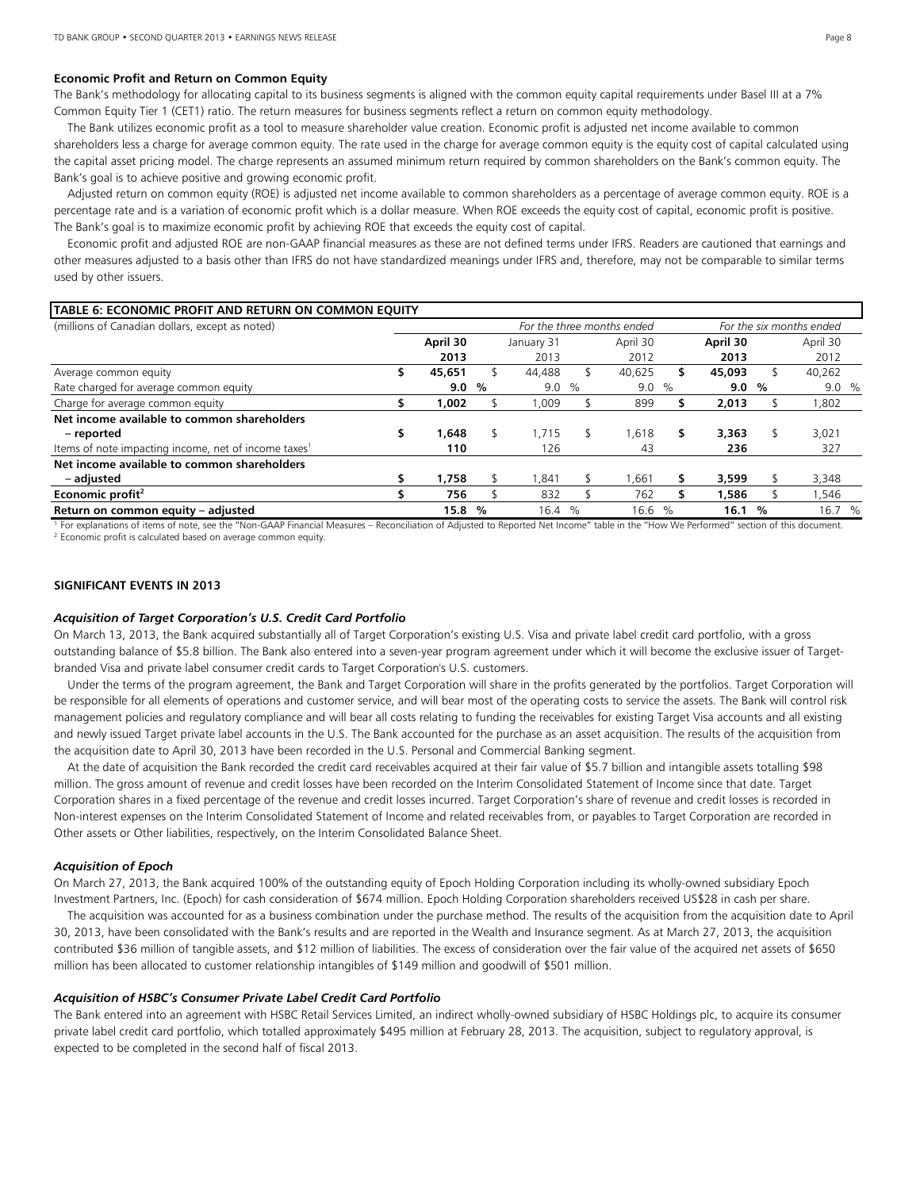## Economic Profit and Return on Common Equity

The Bank's methodology for allocating capital to its business segments is aligned with the common equity capital requirements under Basel III at a 7% Common Equity Tier 1 (CET1) ratio. The return measures for business segments reflect a return on common equity methodology.

The Bank utilizes economic profit as a tool to measure shareholder value creation. Economic profit is adjusted net income available to common shareholders less a charge for average common equity. The rate used in the charge for average common equity is the equity cost of capital calculated using the capital asset pricing model. The charge represents an assumed minimum return required by common shareholders on the Bank's common equity. The Bank's goal is to achieve positive and growing economic profit.

Adjusted return on common equity (ROE) is adjusted net income available to common shareholders as a percentage of average common equity. ROE is a percentage rate and is a variation of economic profit which is a dollar measure. When ROE exceeds the equity cost of capital, economic profit is positive. The Bank's goal is to maximize economic profit by achieving ROE that exceeds the equity cost of capital.

Economic profit and adjusted ROE are non-GAAP financial measures as these are not defined terms under IFRS. Readers are cautioned that earnings and other measures adjusted to a basis other than IFRS do not have standardized meanings under IFRS and, therefore, may not be comparable to similar terms used by other issuers.

**TABLE 6: ECONOMIC PROFIT AND RETURN ON COMMON EQUITY**

| (millions of Canadian dollars, except as noted) | *For the three months ended* | | | *For the six months ended* | |
|---|---|---|---|---|---|
| | **April 30 2013** | January 31 2013 | April 30 2012 | **April 30 2013** | April 30 2012 |
| Average common equity | **$ 45,651** | $ 44,488 | $ 40,625 | **$ 45,093** | $ 40,262 |
| Rate charged for average common equity | **9.0 %** | 9.0 % | 9.0 % | **9.0 %** | 9.0 % |
| Charge for average common equity | **$ 1,002** | $ 1,009 | $ 899 | **$ 2,013** | $ 1,802 |
| **Net income available to common shareholders – reported** | **$ 1,648** | $ 1,715 | $ 1,618 | **$ 3,363** | $ 3,021 |
| Items of note impacting income, net of income taxes[1] | **110** | 126 | 43 | **236** | 327 |
| **Net income available to common shareholders – adjusted** | **$ 1,758** | $ 1,841 | $ 1,661 | **$ 3,599** | $ 3,348 |
| **Economic profit[2]** | **$ 756** | $ 832 | $ 762 | **$ 1,586** | $ 1,546 |
| **Return on common equity – adjusted** | **15.8 %** | 16.4 % | 16.6 % | **16.1 %** | 16.7 % |

[1] For explanations of items of note, see the "Non-GAAP Financial Measures – Reconciliation of Adjusted to Reported Net Income" table in the "How We Performed" section of this document.
[2] Economic profit is calculated based on average common equity.

## SIGNIFICANT EVENTS IN 2013

### *Acquisition of Target Corporation's U.S. Credit Card Portfolio*

On March 13, 2013, the Bank acquired substantially all of Target Corporation's existing U.S. Visa and private label credit card portfolio, with a gross outstanding balance of $5.8 billion. The Bank also entered into a seven-year program agreement under which it will become the exclusive issuer of Target-branded Visa and private label consumer credit cards to Target Corporation's U.S. customers.

Under the terms of the program agreement, the Bank and Target Corporation will share in the profits generated by the portfolios. Target Corporation will be responsible for all elements of operations and customer service, and will bear most of the operating costs to service the assets. The Bank will control risk management policies and regulatory compliance and will bear all costs relating to funding the receivables for existing Target Visa accounts and all existing and newly issued Target private label accounts in the U.S. The Bank accounted for the purchase as an asset acquisition. The results of the acquisition from the acquisition date to April 30, 2013 have been recorded in the U.S. Personal and Commercial Banking segment.

At the date of acquisition the Bank recorded the credit card receivables acquired at their fair value of $5.7 billion and intangible assets totalling $98 million. The gross amount of revenue and credit losses have been recorded on the Interim Consolidated Statement of Income since that date. Target Corporation shares in a fixed percentage of the revenue and credit losses incurred. Target Corporation's share of revenue and credit losses is recorded in Non-interest expenses on the Interim Consolidated Statement of Income and related receivables from, or payables to Target Corporation are recorded in Other assets or Other liabilities, respectively, on the Interim Consolidated Balance Sheet.

### *Acquisition of Epoch*

On March 27, 2013, the Bank acquired 100% of the outstanding equity of Epoch Holding Corporation including its wholly-owned subsidiary Epoch Investment Partners, Inc. (Epoch) for cash consideration of $674 million. Epoch Holding Corporation shareholders received US$28 in cash per share.

The acquisition was accounted for as a business combination under the purchase method. The results of the acquisition from the acquisition date to April 30, 2013, have been consolidated with the Bank's results and are reported in the Wealth and Insurance segment. As at March 27, 2013, the acquisition contributed $36 million of tangible assets, and $12 million of liabilities. The excess of consideration over the fair value of the acquired net assets of $650 million has been allocated to customer relationship intangibles of $149 million and goodwill of $501 million.

### *Acquisition of HSBC's Consumer Private Label Credit Card Portfolio*

The Bank entered into an agreement with HSBC Retail Services Limited, an indirect wholly-owned subsidiary of HSBC Holdings plc, to acquire its consumer private label credit card portfolio, which totalled approximately $495 million at February 28, 2013. The acquisition, subject to regulatory approval, is expected to be completed in the second half of fiscal 2013.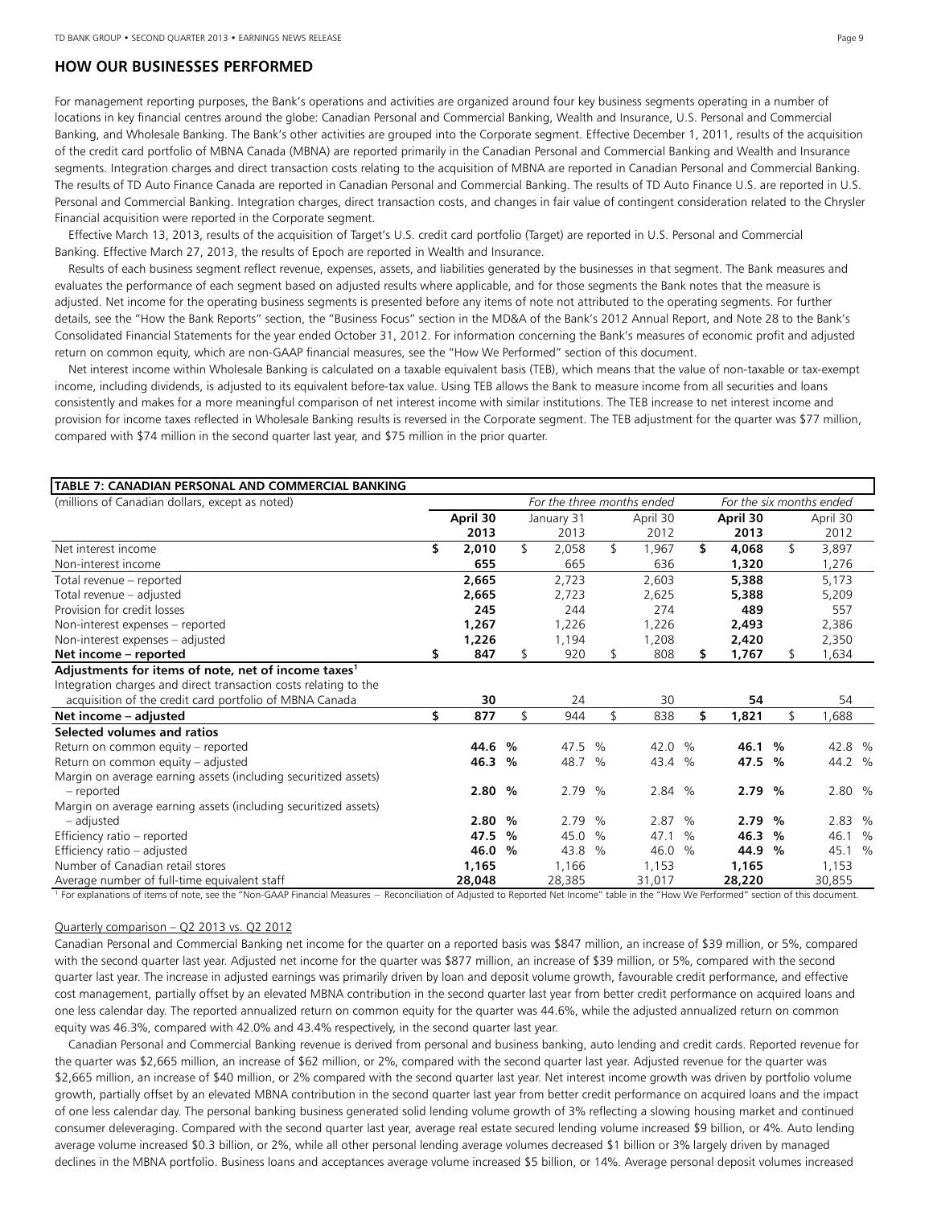## HOW OUR BUSINESSES PERFORMED

For management reporting purposes, the Bank's operations and activities are organized around four key business segments operating in a number of locations in key financial centres around the globe: Canadian Personal and Commercial Banking, Wealth and Insurance, U.S. Personal and Commercial Banking, and Wholesale Banking. The Bank's other activities are grouped into the Corporate segment. Effective December 1, 2011, results of the acquisition of the credit card portfolio of MBNA Canada (MBNA) are reported primarily in the Canadian Personal and Commercial Banking and Wealth and Insurance segments. Integration charges and direct transaction costs relating to the acquisition of MBNA are reported in Canadian Personal and Commercial Banking. The results of TD Auto Finance Canada are reported in Canadian Personal and Commercial Banking. The results of TD Auto Finance U.S. are reported in U.S. Personal and Commercial Banking. Integration charges, direct transaction costs, and changes in fair value of contingent consideration related to the Chrysler Financial acquisition were reported in the Corporate segment.

Effective March 13, 2013, results of the acquisition of Target's U.S. credit card portfolio (Target) are reported in U.S. Personal and Commercial Banking. Effective March 27, 2013, the results of Epoch are reported in Wealth and Insurance.

Results of each business segment reflect revenue, expenses, assets, and liabilities generated by the businesses in that segment. The Bank measures and evaluates the performance of each segment based on adjusted results where applicable, and for those segments the Bank notes that the measure is adjusted. Net income for the operating business segments is presented before any items of note not attributed to the operating segments. For further details, see the "How the Bank Reports" section, the "Business Focus" section in the MD&A of the Bank's 2012 Annual Report, and Note 28 to the Bank's Consolidated Financial Statements for the year ended October 31, 2012. For information concerning the Bank's measures of economic profit and adjusted return on common equity, which are non-GAAP financial measures, see the "How We Performed" section of this document.

Net interest income within Wholesale Banking is calculated on a taxable equivalent basis (TEB), which means that the value of non-taxable or tax-exempt income, including dividends, is adjusted to its equivalent before-tax value. Using TEB allows the Bank to measure income from all securities and loans consistently and makes for a more meaningful comparison of net interest income with similar institutions. The TEB increase to net interest income and provision for income taxes reflected in Wholesale Banking results is reversed in the Corporate segment. The TEB adjustment for the quarter was $77 million, compared with $74 million in the second quarter last year, and $75 million in the prior quarter.

**TABLE 7: CANADIAN PERSONAL AND COMMERCIAL BANKING**

| (millions of Canadian dollars, except as noted) | *For the three months ended* | | | *For the six months ended* | |
|---|---|---|---|---|---|
| | **April 30 2013** | January 31 2013 | April 30 2012 | **April 30 2013** | April 30 2012 |
| Net interest income | **$ 2,010** | $ 2,058 | $ 1,967 | **$ 4,068** | $ 3,897 |
| Non-interest income | **655** | 665 | 636 | **1,320** | 1,276 |
| Total revenue – reported | **2,665** | 2,723 | 2,603 | **5,388** | 5,173 |
| Total revenue – adjusted | **2,665** | 2,723 | 2,625 | **5,388** | 5,209 |
| Provision for credit losses | **245** | 244 | 274 | **489** | 557 |
| Non-interest expenses – reported | **1,267** | 1,226 | 1,226 | **2,493** | 2,386 |
| Non-interest expenses – adjusted | **1,226** | 1,194 | 1,208 | **2,420** | 2,350 |
| **Net income – reported** | **$ 847** | $ 920 | $ 808 | **$ 1,767** | $ 1,634 |
| **Adjustments for items of note, net of income taxes[1]** | | | | | |
| Integration charges and direct transaction costs relating to the acquisition of the credit card portfolio of MBNA Canada | **30** | 24 | 30 | **54** | 54 |
| **Net income – adjusted** | **$ 877** | $ 944 | $ 838 | **$ 1,821** | $ 1,688 |
| **Selected volumes and ratios** | | | | | |
| Return on common equity – reported | **44.6 %** | 47.5 % | 42.0 % | **46.1 %** | 42.8 % |
| Return on common equity – adjusted | **46.3 %** | 48.7 % | 43.4 % | **47.5 %** | 44.2 % |
| Margin on average earning assets (including securitized assets) – reported | **2.80 %** | 2.79 % | 2.84 % | **2.79 %** | 2.80 % |
| Margin on average earning assets (including securitized assets) – adjusted | **2.80 %** | 2.79 % | 2.87 % | **2.79 %** | 2.83 % |
| Efficiency ratio – reported | **47.5 %** | 45.0 % | 47.1 % | **46.3 %** | 46.1 % |
| Efficiency ratio – adjusted | **46.0 %** | 43.8 % | 46.0 % | **44.9 %** | 45.1 % |
| Number of Canadian retail stores | **1,165** | 1,166 | 1,153 | **1,165** | 1,153 |
| Average number of full-time equivalent staff | **28,048** | 28,385 | 31,017 | **28,220** | 30,855 |

[1] For explanations of items of note, see the "Non-GAAP Financial Measures – Reconciliation of Adjusted to Reported Net Income" table in the "How We Performed" section of this document.

Quarterly comparison – Q2 2013 vs. Q2 2012

Canadian Personal and Commercial Banking net income for the quarter on a reported basis was $847 million, an increase of $39 million, or 5%, compared with the second quarter last year. Adjusted net income for the quarter was $877 million, an increase of $39 million, or 5%, compared with the second quarter last year. The increase in adjusted earnings was primarily driven by loan and deposit volume growth, favourable credit performance, and effective cost management, partially offset by an elevated MBNA contribution in the second quarter last year from better credit performance on acquired loans and one less calendar day. The reported annualized return on common equity for the quarter was 44.6%, while the adjusted annualized return on common equity was 46.3%, compared with 42.0% and 43.4% respectively, in the second quarter last year.

Canadian Personal and Commercial Banking revenue is derived from personal and business banking, auto lending and credit cards. Reported revenue for the quarter was $2,665 million, an increase of $62 million, or 2%, compared with the second quarter last year. Adjusted revenue for the quarter was $2,665 million, an increase of $40 million, or 2% compared with the second quarter last year. Net interest income growth was driven by portfolio volume growth, partially offset by an elevated MBNA contribution in the second quarter last year from better credit performance on acquired loans and the impact of one less calendar day. The personal banking business generated solid lending volume growth of 3% reflecting a slowing housing market and continued consumer deleveraging. Compared with the second quarter last year, average real estate secured lending volume increased $9 billion, or 4%. Auto lending average volume increased $0.3 billion, or 2%, while all other personal lending average volumes decreased $1 billion or 3% largely driven by managed declines in the MBNA portfolio. Business loans and acceptances average volume increased $5 billion, or 14%. Average personal deposit volumes increased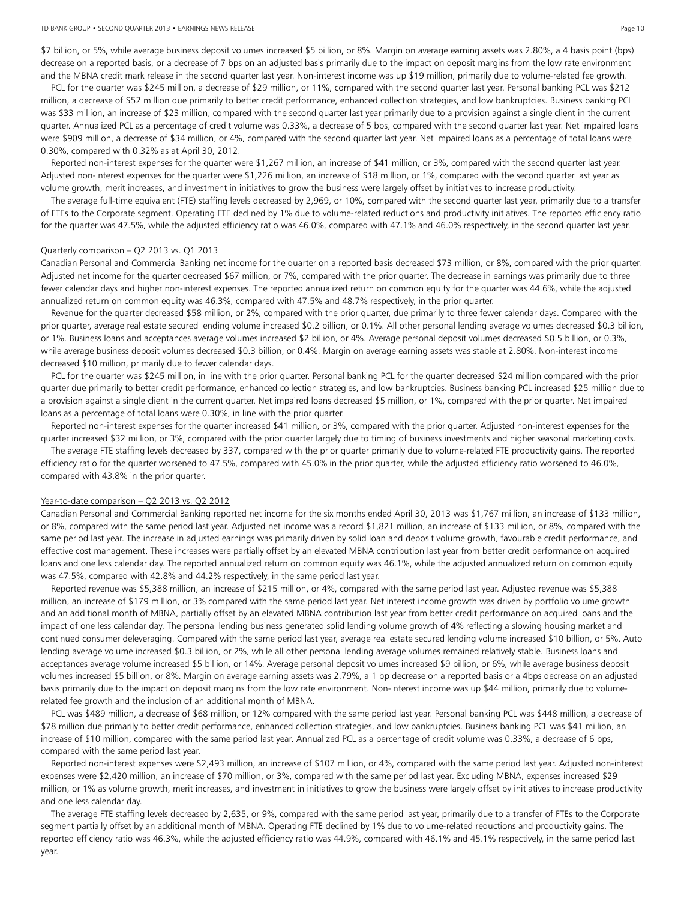$7 billion, or 5%, while average business deposit volumes increased $5 billion, or 8%. Margin on average earning assets was 2.80%, a 4 basis point (bps) decrease on a reported basis, or a decrease of 7 bps on an adjusted basis primarily due to the impact on deposit margins from the low rate environment and the MBNA credit mark release in the second quarter last year. Non-interest income was up $19 million, primarily due to volume-related fee growth.

PCL for the quarter was $245 million, a decrease of $29 million, or 11%, compared with the second quarter last year. Personal banking PCL was $212 million, a decrease of $52 million due primarily to better credit performance, enhanced collection strategies, and low bankruptcies. Business banking PCL was $33 million, an increase of $23 million, compared with the second quarter last year primarily due to a provision against a single client in the current quarter. Annualized PCL as a percentage of credit volume was 0.33%, a decrease of 5 bps, compared with the second quarter last year. Net impaired loans were $909 million, a decrease of $34 million, or 4%, compared with the second quarter last year. Net impaired loans as a percentage of total loans were 0.30%, compared with 0.32% as at April 30, 2012.

Reported non-interest expenses for the quarter were $1,267 million, an increase of $41 million, or 3%, compared with the second quarter last year. Adjusted non-interest expenses for the quarter were $1,226 million, an increase of $18 million, or 1%, compared with the second quarter last year as volume growth, merit increases, and investment in initiatives to grow the business were largely offset by initiatives to increase productivity.

The average full-time equivalent (FTE) staffing levels decreased by 2,969, or 10%, compared with the second quarter last year, primarily due to a transfer of FTEs to the Corporate segment. Operating FTE declined by 1% due to volume-related reductions and productivity initiatives. The reported efficiency ratio for the quarter was 47.5%, while the adjusted efficiency ratio was 46.0%, compared with 47.1% and 46.0% respectively, in the second quarter last year.

Quarterly comparison – Q2 2013 vs. Q1 2013

Canadian Personal and Commercial Banking net income for the quarter on a reported basis decreased $73 million, or 8%, compared with the prior quarter. Adjusted net income for the quarter decreased $67 million, or 7%, compared with the prior quarter. The decrease in earnings was primarily due to three fewer calendar days and higher non-interest expenses. The reported annualized return on common equity for the quarter was 44.6%, while the adjusted annualized return on common equity was 46.3%, compared with 47.5% and 48.7% respectively, in the prior quarter.

Revenue for the quarter decreased $58 million, or 2%, compared with the prior quarter, due primarily to three fewer calendar days. Compared with the prior quarter, average real estate secured lending volume increased $0.2 billion, or 0.1%. All other personal lending average volumes decreased $0.3 billion, or 1%. Business loans and acceptances average volumes increased $2 billion, or 4%. Average personal deposit volumes decreased $0.5 billion, or 0.3%, while average business deposit volumes decreased $0.3 billion, or 0.4%. Margin on average earning assets was stable at 2.80%. Non-interest income decreased $10 million, primarily due to fewer calendar days.

PCL for the quarter was $245 million, in line with the prior quarter. Personal banking PCL for the quarter decreased $24 million compared with the prior quarter due primarily to better credit performance, enhanced collection strategies, and low bankruptcies. Business banking PCL increased $25 million due to a provision against a single client in the current quarter. Net impaired loans decreased $5 million, or 1%, compared with the prior quarter. Net impaired loans as a percentage of total loans were 0.30%, in line with the prior quarter.

Reported non-interest expenses for the quarter increased $41 million, or 3%, compared with the prior quarter. Adjusted non-interest expenses for the quarter increased $32 million, or 3%, compared with the prior quarter largely due to timing of business investments and higher seasonal marketing costs.

The average FTE staffing levels decreased by 337, compared with the prior quarter primarily due to volume-related FTE productivity gains. The reported efficiency ratio for the quarter worsened to 47.5%, compared with 45.0% in the prior quarter, while the adjusted efficiency ratio worsened to 46.0%, compared with 43.8% in the prior quarter.

Year-to-date comparison – Q2 2013 vs. Q2 2012

Canadian Personal and Commercial Banking reported net income for the six months ended April 30, 2013 was $1,767 million, an increase of $133 million, or 8%, compared with the same period last year. Adjusted net income was a record $1,821 million, an increase of $133 million, or 8%, compared with the same period last year. The increase in adjusted earnings was primarily driven by solid loan and deposit volume growth, favourable credit performance, and effective cost management. These increases were partially offset by an elevated MBNA contribution last year from better credit performance on acquired loans and one less calendar day. The reported annualized return on common equity was 46.1%, while the adjusted annualized return on common equity was 47.5%, compared with 42.8% and 44.2% respectively, in the same period last year.

Reported revenue was $5,388 million, an increase of $215 million, or 4%, compared with the same period last year. Adjusted revenue was $5,388 million, an increase of $179 million, or 3% compared with the same period last year. Net interest income growth was driven by portfolio volume growth and an additional month of MBNA, partially offset by an elevated MBNA contribution last year from better credit performance on acquired loans and the impact of one less calendar day. The personal lending business generated solid lending volume growth of 4% reflecting a slowing housing market and continued consumer deleveraging. Compared with the same period last year, average real estate secured lending volume increased $10 billion, or 5%. Auto lending average volume increased $0.3 billion, or 2%, while all other personal lending average volumes remained relatively stable. Business loans and acceptances average volume increased $5 billion, or 14%. Average personal deposit volumes increased $9 billion, or 6%, while average business deposit volumes increased $5 billion, or 8%. Margin on average earning assets was 2.79%, a 1 bp decrease on a reported basis or a 4bps decrease on an adjusted basis primarily due to the impact on deposit margins from the low rate environment. Non-interest income was up $44 million, primarily due to volume-related fee growth and the inclusion of an additional month of MBNA.

PCL was $489 million, a decrease of $68 million, or 12% compared with the same period last year. Personal banking PCL was $448 million, a decrease of $78 million due primarily to better credit performance, enhanced collection strategies, and low bankruptcies. Business banking PCL was $41 million, an increase of $10 million, compared with the same period last year. Annualized PCL as a percentage of credit volume was 0.33%, a decrease of 6 bps, compared with the same period last year.

Reported non-interest expenses were $2,493 million, an increase of $107 million, or 4%, compared with the same period last year. Adjusted non-interest expenses were $2,420 million, an increase of $70 million, or 3%, compared with the same period last year. Excluding MBNA, expenses increased $29 million, or 1% as volume growth, merit increases, and investment in initiatives to grow the business were largely offset by initiatives to increase productivity and one less calendar day.

The average FTE staffing levels decreased by 2,635, or 9%, compared with the same period last year, primarily due to a transfer of FTEs to the Corporate segment partially offset by an additional month of MBNA. Operating FTE declined by 1% due to volume-related reductions and productivity gains. The reported efficiency ratio was 46.3%, while the adjusted efficiency ratio was 44.9%, compared with 46.1% and 45.1% respectively, in the same period last year.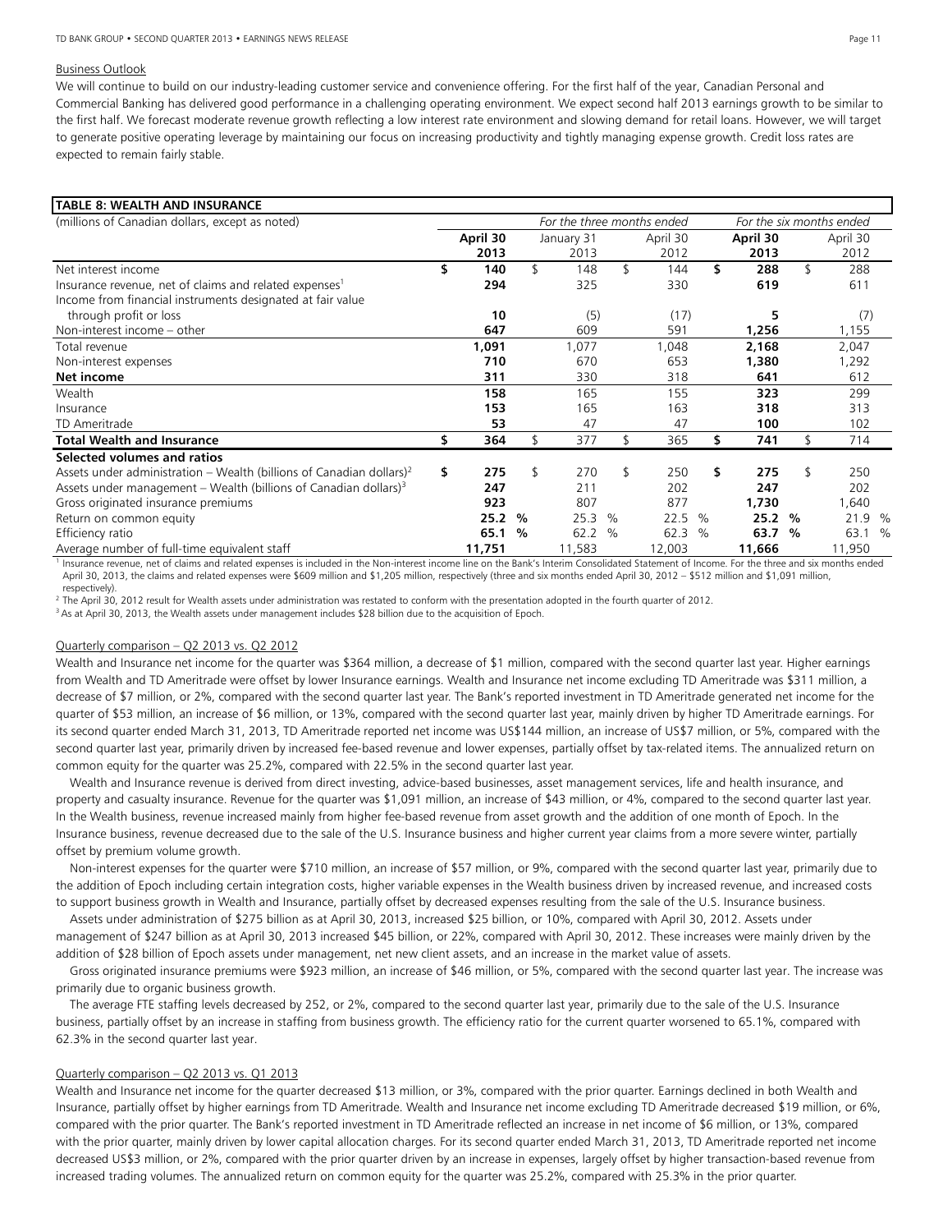Business Outlook

We will continue to build on our industry-leading customer service and convenience offering. For the first half of the year, Canadian Personal and Commercial Banking has delivered good performance in a challenging operating environment. We expect second half 2013 earnings growth to be similar to the first half. We forecast moderate revenue growth reflecting a low interest rate environment and slowing demand for retail loans. However, we will target to generate positive operating leverage by maintaining our focus on increasing productivity and tightly managing expense growth. Credit loss rates are expected to remain fairly stable.

**TABLE 8: WEALTH AND INSURANCE**

| (millions of Canadian dollars, except as noted) | *For the three months ended* | | | *For the six months ended* | |
|---|---|---|---|---|---|
| | **April 30 2013** | January 31 2013 | April 30 2012 | **April 30 2013** | April 30 2012 |
| Net interest income | **$ 140** | $ 148 | $ 144 | **$ 288** | $ 288 |
| Insurance revenue, net of claims and related expenses[1] | **294** | 325 | 330 | **619** | 611 |
| Income from financial instruments designated at fair value through profit or loss | **10** | (5) | (17) | **5** | (7) |
| Non-interest income – other | **647** | 609 | 591 | **1,256** | 1,155 |
| Total revenue | **1,091** | 1,077 | 1,048 | **2,168** | 2,047 |
| Non-interest expenses | **710** | 670 | 653 | **1,380** | 1,292 |
| **Net income** | **311** | 330 | 318 | **641** | 612 |
| Wealth | **158** | 165 | 155 | **323** | 299 |
| Insurance | **153** | 165 | 163 | **318** | 313 |
| TD Ameritrade | **53** | 47 | 47 | **100** | 102 |
| **Total Wealth and Insurance** | **$ 364** | $ 377 | $ 365 | **$ 741** | $ 714 |
| **Selected volumes and ratios** | | | | | |
| Assets under administration – Wealth (billions of Canadian dollars)[2] | **$ 275** | $ 270 | $ 250 | **$ 275** | $ 250 |
| Assets under management – Wealth (billions of Canadian dollars)[3] | **247** | 211 | 202 | **247** | 202 |
| Gross originated insurance premiums | **923** | 807 | 877 | **1,730** | 1,640 |
| Return on common equity | **25.2 %** | 25.3 % | 22.5 % | **25.2 %** | 21.9 % |
| Efficiency ratio | **65.1 %** | 62.2 % | 62.3 % | **63.7 %** | 63.1 % |
| Average number of full-time equivalent staff | **11,751** | 11,583 | 12,003 | **11,666** | 11,950 |

[1] Insurance revenue, net of claims and related expenses is included in the Non-interest income line on the Bank's Interim Consolidated Statement of Income. For the three and six months ended April 30, 2013, the claims and related expenses were $609 million and $1,205 million, respectively (three and six months ended April 30, 2012 – $512 million and $1,091 million, respectively).

[2] The April 30, 2012 result for Wealth assets under administration was restated to conform with the presentation adopted in the fourth quarter of 2012.

[3] As at April 30, 2013, the Wealth assets under management includes $28 billion due to the acquisition of Epoch.

Quarterly comparison – Q2 2013 vs. Q2 2012

Wealth and Insurance net income for the quarter was $364 million, a decrease of $1 million, compared with the second quarter last year. Higher earnings from Wealth and TD Ameritrade were offset by lower Insurance earnings. Wealth and Insurance net income excluding TD Ameritrade was $311 million, a decrease of $7 million, or 2%, compared with the second quarter last year. The Bank's reported investment in TD Ameritrade generated net income for the quarter of $53 million, an increase of $6 million, or 13%, compared with the second quarter last year, mainly driven by higher TD Ameritrade earnings. For its second quarter ended March 31, 2013, TD Ameritrade reported net income was US$144 million, an increase of US$7 million, or 5%, compared with the second quarter last year, primarily driven by increased fee-based revenue and lower expenses, partially offset by tax-related items. The annualized return on common equity for the quarter was 25.2%, compared with 22.5% in the second quarter last year.

Wealth and Insurance revenue is derived from direct investing, advice-based businesses, asset management services, life and health insurance, and property and casualty insurance. Revenue for the quarter was $1,091 million, an increase of $43 million, or 4%, compared to the second quarter last year. In the Wealth business, revenue increased mainly from higher fee-based revenue from asset growth and the addition of one month of Epoch. In the Insurance business, revenue decreased due to the sale of the U.S. Insurance business and higher current year claims from a more severe winter, partially offset by premium volume growth.

Non-interest expenses for the quarter were $710 million, an increase of $57 million, or 9%, compared with the second quarter last year, primarily due to the addition of Epoch including certain integration costs, higher variable expenses in the Wealth business driven by increased revenue, and increased costs to support business growth in Wealth and Insurance, partially offset by decreased expenses resulting from the sale of the U.S. Insurance business.

Assets under administration of $275 billion as at April 30, 2013, increased $25 billion, or 10%, compared with April 30, 2012. Assets under management of $247 billion as at April 30, 2013 increased $45 billion, or 22%, compared with April 30, 2012. These increases were mainly driven by the addition of $28 billion of Epoch assets under management, net new client assets, and an increase in the market value of assets.

Gross originated insurance premiums were $923 million, an increase of $46 million, or 5%, compared with the second quarter last year. The increase was primarily due to organic business growth.

The average FTE staffing levels decreased by 252, or 2%, compared to the second quarter last year, primarily due to the sale of the U.S. Insurance business, partially offset by an increase in staffing from business growth. The efficiency ratio for the current quarter worsened to 65.1%, compared with 62.3% in the second quarter last year.

Quarterly comparison – Q2 2013 vs. Q1 2013

Wealth and Insurance net income for the quarter decreased $13 million, or 3%, compared with the prior quarter. Earnings declined in both Wealth and Insurance, partially offset by higher earnings from TD Ameritrade. Wealth and Insurance net income excluding TD Ameritrade decreased $19 million, or 6%, compared with the prior quarter. The Bank's reported investment in TD Ameritrade reflected an increase in net income of $6 million, or 13%, compared with the prior quarter, mainly driven by lower capital allocation charges. For its second quarter ended March 31, 2013, TD Ameritrade reported net income decreased US$3 million, or 2%, compared with the prior quarter driven by an increase in expenses, largely offset by higher transaction-based revenue from increased trading volumes. The annualized return on common equity for the quarter was 25.2%, compared with 25.3% in the prior quarter.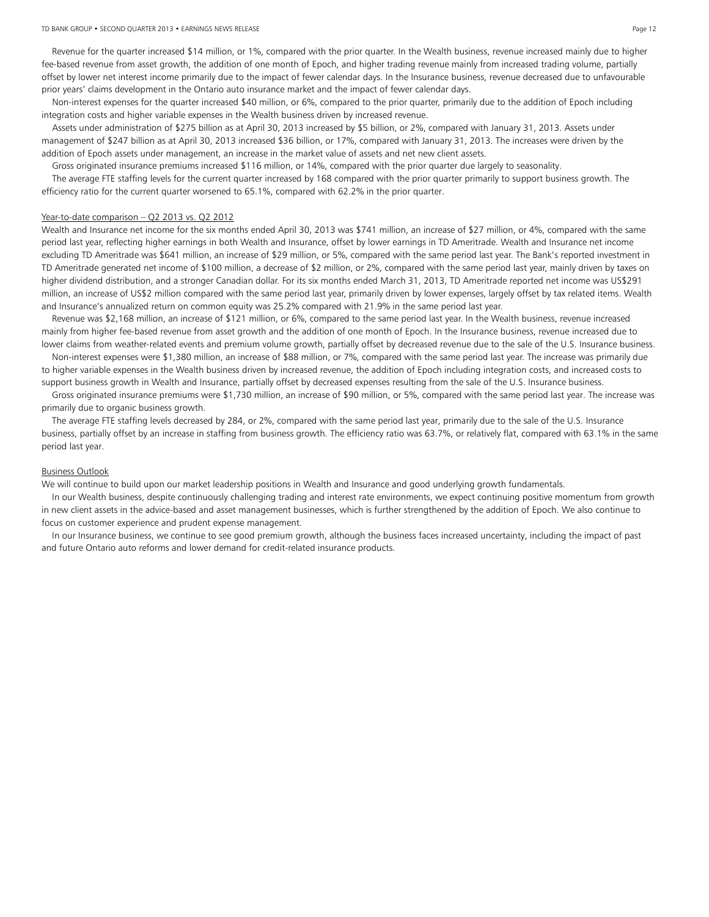Revenue for the quarter increased $14 million, or 1%, compared with the prior quarter. In the Wealth business, revenue increased mainly due to higher fee-based revenue from asset growth, the addition of one month of Epoch, and higher trading revenue mainly from increased trading volume, partially offset by lower net interest income primarily due to the impact of fewer calendar days. In the Insurance business, revenue decreased due to unfavourable prior years' claims development in the Ontario auto insurance market and the impact of fewer calendar days.

Non-interest expenses for the quarter increased $40 million, or 6%, compared to the prior quarter, primarily due to the addition of Epoch including integration costs and higher variable expenses in the Wealth business driven by increased revenue.

Assets under administration of $275 billion as at April 30, 2013 increased by $5 billion, or 2%, compared with January 31, 2013. Assets under management of $247 billion as at April 30, 2013 increased $36 billion, or 17%, compared with January 31, 2013. The increases were driven by the addition of Epoch assets under management, an increase in the market value of assets and net new client assets.

Gross originated insurance premiums increased $116 million, or 14%, compared with the prior quarter due largely to seasonality.

The average FTE staffing levels for the current quarter increased by 168 compared with the prior quarter primarily to support business growth. The efficiency ratio for the current quarter worsened to 65.1%, compared with 62.2% in the prior quarter.

Year-to-date comparison – Q2 2013 vs. Q2 2012

Wealth and Insurance net income for the six months ended April 30, 2013 was $741 million, an increase of $27 million, or 4%, compared with the same period last year, reflecting higher earnings in both Wealth and Insurance, offset by lower earnings in TD Ameritrade. Wealth and Insurance net income excluding TD Ameritrade was $641 million, an increase of $29 million, or 5%, compared with the same period last year. The Bank's reported investment in TD Ameritrade generated net income of $100 million, a decrease of $2 million, or 2%, compared with the same period last year, mainly driven by taxes on higher dividend distribution, and a stronger Canadian dollar. For its six months ended March 31, 2013, TD Ameritrade reported net income was US$291 million, an increase of US$2 million compared with the same period last year, primarily driven by lower expenses, largely offset by tax related items. Wealth and Insurance's annualized return on common equity was 25.2% compared with 21.9% in the same period last year.

Revenue was $2,168 million, an increase of $121 million, or 6%, compared to the same period last year. In the Wealth business, revenue increased mainly from higher fee-based revenue from asset growth and the addition of one month of Epoch. In the Insurance business, revenue increased due to lower claims from weather-related events and premium volume growth, partially offset by decreased revenue due to the sale of the U.S. Insurance business.

Non-interest expenses were $1,380 million, an increase of $88 million, or 7%, compared with the same period last year. The increase was primarily due to higher variable expenses in the Wealth business driven by increased revenue, the addition of Epoch including integration costs, and increased costs to support business growth in Wealth and Insurance, partially offset by decreased expenses resulting from the sale of the U.S. Insurance business.

Gross originated insurance premiums were $1,730 million, an increase of $90 million, or 5%, compared with the same period last year. The increase was primarily due to organic business growth.

The average FTE staffing levels decreased by 284, or 2%, compared with the same period last year, primarily due to the sale of the U.S. Insurance business, partially offset by an increase in staffing from business growth. The efficiency ratio was 63.7%, or relatively flat, compared with 63.1% in the same period last year.

Business Outlook

We will continue to build upon our market leadership positions in Wealth and Insurance and good underlying growth fundamentals.

In our Wealth business, despite continuously challenging trading and interest rate environments, we expect continuing positive momentum from growth in new client assets in the advice-based and asset management businesses, which is further strengthened by the addition of Epoch. We also continue to focus on customer experience and prudent expense management.

In our Insurance business, we continue to see good premium growth, although the business faces increased uncertainty, including the impact of past and future Ontario auto reforms and lower demand for credit-related insurance products.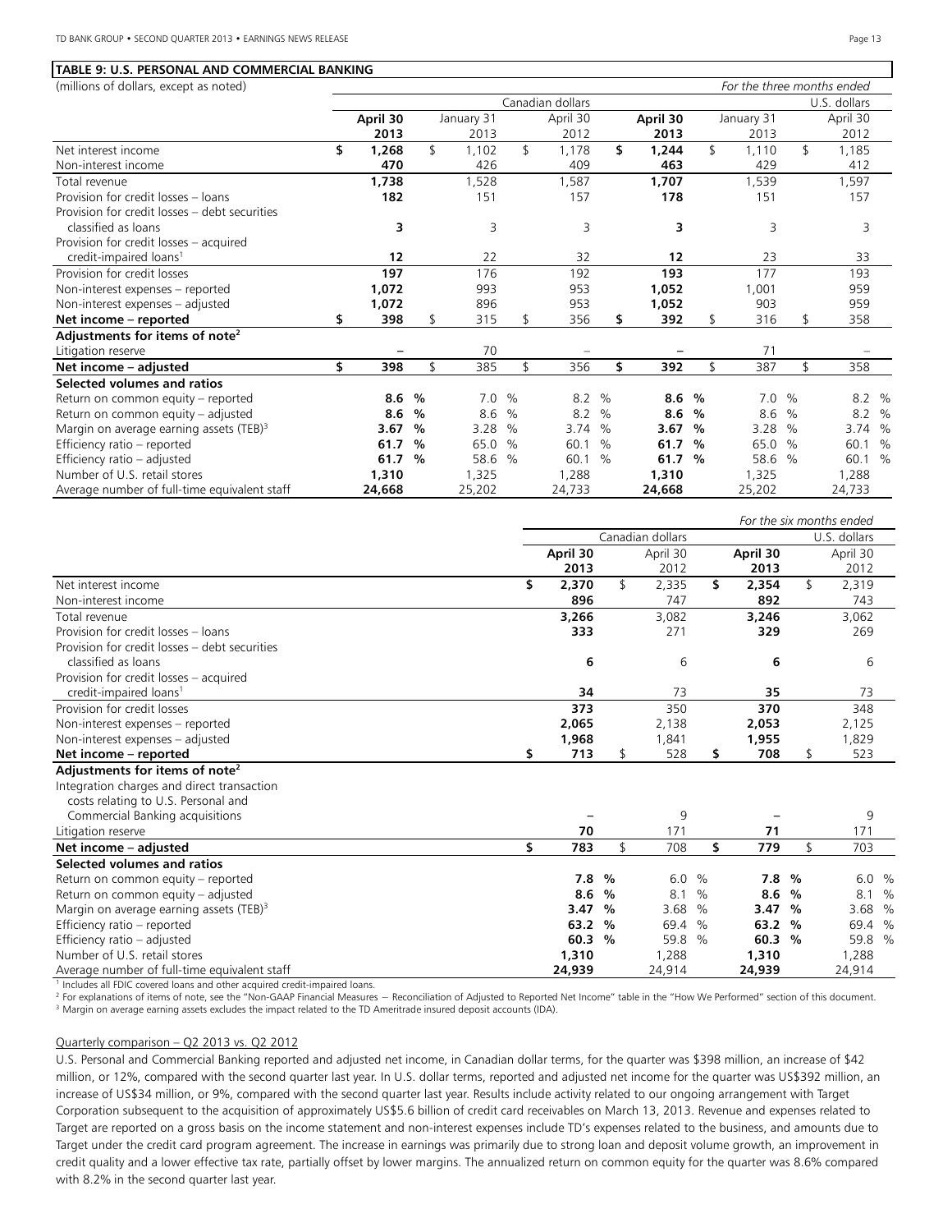**TABLE 9: U.S. PERSONAL AND COMMERCIAL BANKING**

| (millions of dollars, except as noted) | | | | | | *For the three months ended* |
|---|---|---|---|---|---|---|
| | Canadian dollars | | | U.S. dollars | | |
| | **April 30 2013** | January 31 2013 | April 30 2012 | **April 30 2013** | January 31 2013 | April 30 2012 |
| Net interest income | **$ 1,268** | $ 1,102 | $ 1,178 | **$ 1,244** | $ 1,110 | $ 1,185 |
| Non-interest income | **470** | 426 | 409 | **463** | 429 | 412 |
| Total revenue | **1,738** | 1,528 | 1,587 | **1,707** | 1,539 | 1,597 |
| Provision for credit losses – loans | **182** | 151 | 157 | **178** | 151 | 157 |
| Provision for credit losses – debt securities classified as loans | **3** | 3 | 3 | **3** | 3 | 3 |
| Provision for credit losses – acquired credit-impaired loans[1] | **12** | 22 | 32 | **12** | 23 | 33 |
| Provision for credit losses | **197** | 176 | 192 | **193** | 177 | 193 |
| Non-interest expenses – reported | **1,072** | 993 | 953 | **1,052** | 1,001 | 959 |
| Non-interest expenses – adjusted | **1,072** | 896 | 953 | **1,052** | 903 | 959 |
| **Net income – reported** | **$ 398** | $ 315 | $ 356 | **$ 392** | $ 316 | $ 358 |
| **Adjustments for items of note[2]** | | | | | | |
| Litigation reserve | **–** | 70 | – | **–** | 71 | – |
| **Net income – adjusted** | **$ 398** | $ 385 | $ 356 | **$ 392** | $ 387 | $ 358 |
| **Selected volumes and ratios** | | | | | | |
| Return on common equity – reported | **8.6 %** | 7.0 % | 8.2 % | **8.6 %** | 7.0 % | 8.2 % |
| Return on common equity – adjusted | **8.6 %** | 8.6 % | 8.2 % | **8.6 %** | 8.6 % | 8.2 % |
| Margin on average earning assets (TEB)[3] | **3.67 %** | 3.28 % | 3.74 % | **3.67 %** | 3.28 % | 3.74 % |
| Efficiency ratio – reported | **61.7 %** | 65.0 % | 60.1 % | **61.7 %** | 65.0 % | 60.1 % |
| Efficiency ratio – adjusted | **61.7 %** | 58.6 % | 60.1 % | **61.7 %** | 58.6 % | 60.1 % |
| Number of U.S. retail stores | **1,310** | 1,325 | 1,288 | **1,310** | 1,325 | 1,288 |
| Average number of full-time equivalent staff | **24,668** | 25,202 | 24,733 | **24,668** | 25,202 | 24,733 |

| | | | | *For the six months ended* |
|---|---|---|---|---|
| | Canadian dollars | | U.S. dollars | |
| | **April 30 2013** | April 30 2012 | **April 30 2013** | April 30 2012 |
| Net interest income | **$ 2,370** | $ 2,335 | **$ 2,354** | $ 2,319 |
| Non-interest income | **896** | 747 | **892** | 743 |
| Total revenue | **3,266** | 3,082 | **3,246** | 3,062 |
| Provision for credit losses – loans | **333** | 271 | **329** | 269 |
| Provision for credit losses – debt securities classified as loans | **6** | 6 | **6** | 6 |
| Provision for credit losses – acquired credit-impaired loans[1] | **34** | 73 | **35** | 73 |
| Provision for credit losses | **373** | 350 | **370** | 348 |
| Non-interest expenses – reported | **2,065** | 2,138 | **2,053** | 2,125 |
| Non-interest expenses – adjusted | **1,968** | 1,841 | **1,955** | 1,829 |
| **Net income – reported** | **$ 713** | $ 528 | **$ 708** | $ 523 |
| **Adjustments for items of note[2]** | | | | |
| Integration charges and direct transaction costs relating to U.S. Personal and Commercial Banking acquisitions | **–** | 9 | **–** | 9 |
| Litigation reserve | **70** | 171 | **71** | 171 |
| **Net income – adjusted** | **$ 783** | $ 708 | **$ 779** | $ 703 |
| **Selected volumes and ratios** | | | | |
| Return on common equity – reported | **7.8 %** | 6.0 % | **7.8 %** | 6.0 % |
| Return on common equity – adjusted | **8.6 %** | 8.1 % | **8.6 %** | 8.1 % |
| Margin on average earning assets (TEB)[3] | **3.47 %** | 3.68 % | **3.47 %** | 3.68 % |
| Efficiency ratio – reported | **63.2 %** | 69.4 % | **63.2 %** | 69.4 % |
| Efficiency ratio – adjusted | **60.3 %** | 59.8 % | **60.3 %** | 59.8 % |
| Number of U.S. retail stores | **1,310** | 1,288 | **1,310** | 1,288 |
| Average number of full-time equivalent staff | **24,939** | 24,914 | **24,939** | 24,914 |

[1] Includes all FDIC covered loans and other acquired credit-impaired loans.
[2] For explanations of items of note, see the "Non-GAAP Financial Measures – Reconciliation of Adjusted to Reported Net Income" table in the "How We Performed" section of this document.
[3] Margin on average earning assets excludes the impact related to the TD Ameritrade insured deposit accounts (IDA).

Quarterly comparison – Q2 2013 vs. Q2 2012

U.S. Personal and Commercial Banking reported and adjusted net income, in Canadian dollar terms, for the quarter was $398 million, an increase of $42 million, or 12%, compared with the second quarter last year. In U.S. dollar terms, reported and adjusted net income for the quarter was US$392 million, an increase of US$34 million, or 9%, compared with the second quarter last year. Results include activity related to our ongoing arrangement with Target Corporation subsequent to the acquisition of approximately US$5.6 billion of credit card receivables on March 13, 2013. Revenue and expenses related to Target are reported on a gross basis on the income statement and non-interest expenses include TD's expenses related to the business, and amounts due to Target under the credit card program agreement. The increase in earnings was primarily due to strong loan and deposit volume growth, an improvement in credit quality and a lower effective tax rate, partially offset by lower margins. The annualized return on common equity for the quarter was 8.6% compared with 8.2% in the second quarter last year.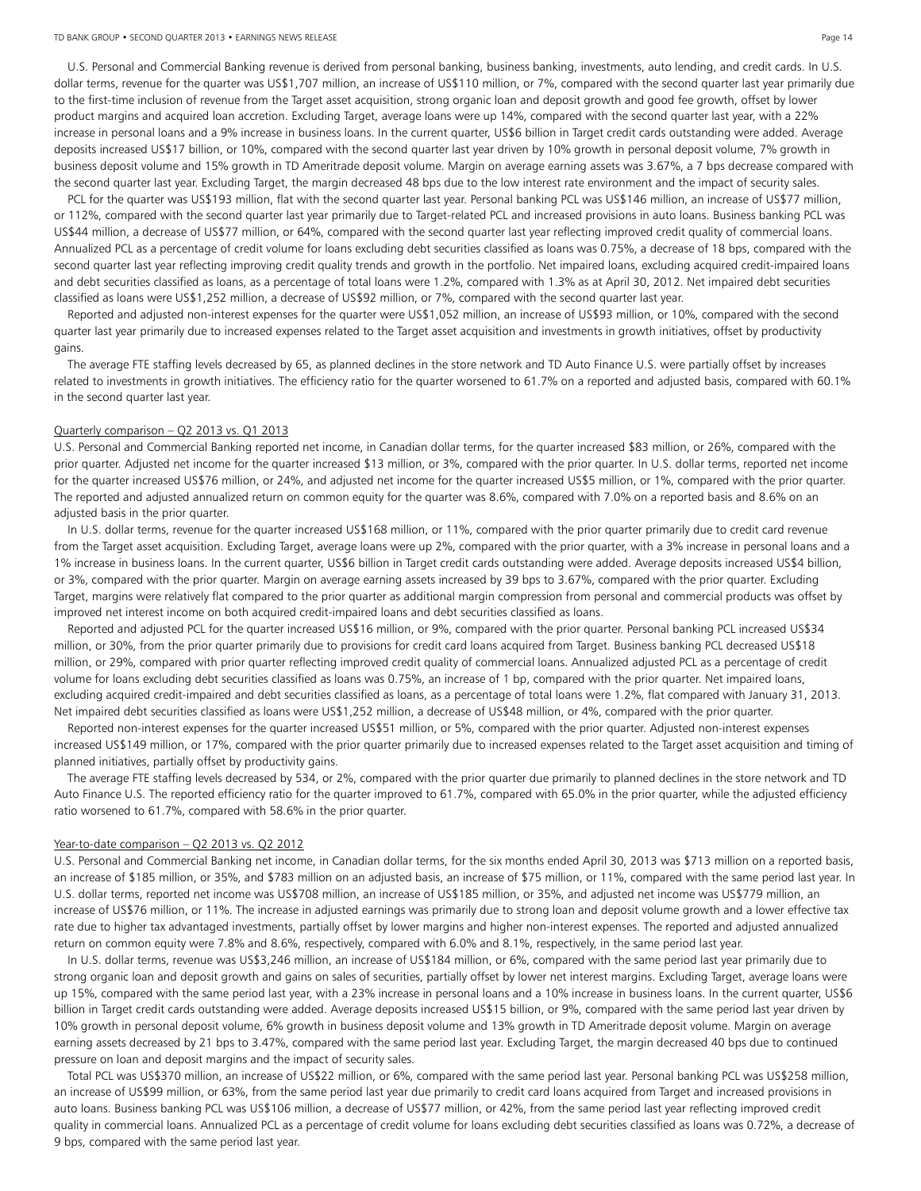U.S. Personal and Commercial Banking revenue is derived from personal banking, business banking, investments, auto lending, and credit cards. In U.S. dollar terms, revenue for the quarter was US$1,707 million, an increase of US$110 million, or 7%, compared with the second quarter last year primarily due to the first-time inclusion of revenue from the Target asset acquisition, strong organic loan and deposit growth and good fee growth, offset by lower product margins and acquired loan accretion. Excluding Target, average loans were up 14%, compared with the second quarter last year, with a 22% increase in personal loans and a 9% increase in business loans. In the current quarter, US$6 billion in Target credit cards outstanding were added. Average deposits increased US$17 billion, or 10%, compared with the second quarter last year driven by 10% growth in personal deposit volume, 7% growth in business deposit volume and 15% growth in TD Ameritrade deposit volume. Margin on average earning assets was 3.67%, a 7 bps decrease compared with the second quarter last year. Excluding Target, the margin decreased 48 bps due to the low interest rate environment and the impact of security sales.

PCL for the quarter was US$193 million, flat with the second quarter last year. Personal banking PCL was US$146 million, an increase of US$77 million, or 112%, compared with the second quarter last year primarily due to Target-related PCL and increased provisions in auto loans. Business banking PCL was US$44 million, a decrease of US$77 million, or 64%, compared with the second quarter last year reflecting improved credit quality of commercial loans. Annualized PCL as a percentage of credit volume for loans excluding debt securities classified as loans was 0.75%, a decrease of 18 bps, compared with the second quarter last year reflecting improving credit quality trends and growth in the portfolio. Net impaired loans, excluding acquired credit-impaired loans and debt securities classified as loans, as a percentage of total loans were 1.2%, compared with 1.3% as at April 30, 2012. Net impaired debt securities classified as loans were US$1,252 million, a decrease of US$92 million, or 7%, compared with the second quarter last year.

Reported and adjusted non-interest expenses for the quarter were US$1,052 million, an increase of US$93 million, or 10%, compared with the second quarter last year primarily due to increased expenses related to the Target asset acquisition and investments in growth initiatives, offset by productivity gains.

The average FTE staffing levels decreased by 65, as planned declines in the store network and TD Auto Finance U.S. were partially offset by increases related to investments in growth initiatives. The efficiency ratio for the quarter worsened to 61.7% on a reported and adjusted basis, compared with 60.1% in the second quarter last year.

#### Quarterly comparison – Q2 2013 vs. Q1 2013

U.S. Personal and Commercial Banking reported net income, in Canadian dollar terms, for the quarter increased $83 million, or 26%, compared with the prior quarter. Adjusted net income for the quarter increased $13 million, or 3%, compared with the prior quarter. In U.S. dollar terms, reported net income for the quarter increased US$76 million, or 24%, and adjusted net income for the quarter increased US$5 million, or 1%, compared with the prior quarter. The reported and adjusted annualized return on common equity for the quarter was 8.6%, compared with 7.0% on a reported basis and 8.6% on an adjusted basis in the prior quarter.

In U.S. dollar terms, revenue for the quarter increased US$168 million, or 11%, compared with the prior quarter primarily due to credit card revenue from the Target asset acquisition. Excluding Target, average loans were up 2%, compared with the prior quarter, with a 3% increase in personal loans and a 1% increase in business loans. In the current quarter, US$6 billion in Target credit cards outstanding were added. Average deposits increased US$4 billion, or 3%, compared with the prior quarter. Margin on average earning assets increased by 39 bps to 3.67%, compared with the prior quarter. Excluding Target, margins were relatively flat compared to the prior quarter as additional margin compression from personal and commercial products was offset by improved net interest income on both acquired credit-impaired loans and debt securities classified as loans.

Reported and adjusted PCL for the quarter increased US$16 million, or 9%, compared with the prior quarter. Personal banking PCL increased US$34 million, or 30%, from the prior quarter primarily due to provisions for credit card loans acquired from Target. Business banking PCL decreased US$18 million, or 29%, compared with prior quarter reflecting improved credit quality of commercial loans. Annualized adjusted PCL as a percentage of credit volume for loans excluding debt securities classified as loans was 0.75%, an increase of 1 bp, compared with the prior quarter. Net impaired loans, excluding acquired credit-impaired and debt securities classified as loans, as a percentage of total loans were 1.2%, flat compared with January 31, 2013. Net impaired debt securities classified as loans were US$1,252 million, a decrease of US$48 million, or 4%, compared with the prior quarter.

Reported non-interest expenses for the quarter increased US$51 million, or 5%, compared with the prior quarter. Adjusted non-interest expenses increased US$149 million, or 17%, compared with the prior quarter primarily due to increased expenses related to the Target asset acquisition and timing of planned initiatives, partially offset by productivity gains.

The average FTE staffing levels decreased by 534, or 2%, compared with the prior quarter due primarily to planned declines in the store network and TD Auto Finance U.S. The reported efficiency ratio for the quarter improved to 61.7%, compared with 65.0% in the prior quarter, while the adjusted efficiency ratio worsened to 61.7%, compared with 58.6% in the prior quarter.

#### Year-to-date comparison – Q2 2013 vs. Q2 2012

U.S. Personal and Commercial Banking net income, in Canadian dollar terms, for the six months ended April 30, 2013 was $713 million on a reported basis, an increase of $185 million, or 35%, and $783 million on an adjusted basis, an increase of $75 million, or 11%, compared with the same period last year. In U.S. dollar terms, reported net income was US$708 million, an increase of US$185 million, or 35%, and adjusted net income was US$779 million, an increase of US$76 million, or 11%. The increase in adjusted earnings was primarily due to strong loan and deposit volume growth and a lower effective tax rate due to higher tax advantaged investments, partially offset by lower margins and higher non-interest expenses. The reported and adjusted annualized return on common equity were 7.8% and 8.6%, respectively, compared with 6.0% and 8.1%, respectively, in the same period last year.

In U.S. dollar terms, revenue was US$3,246 million, an increase of US$184 million, or 6%, compared with the same period last year primarily due to strong organic loan and deposit growth and gains on sales of securities, partially offset by lower net interest margins. Excluding Target, average loans were up 15%, compared with the same period last year, with a 23% increase in personal loans and a 10% increase in business loans. In the current quarter, US$6 billion in Target credit cards outstanding were added. Average deposits increased US$15 billion, or 9%, compared with the same period last year driven by 10% growth in personal deposit volume, 6% growth in business deposit volume and 13% growth in TD Ameritrade deposit volume. Margin on average earning assets decreased by 21 bps to 3.47%, compared with the same period last year. Excluding Target, the margin decreased 40 bps due to continued pressure on loan and deposit margins and the impact of security sales.

Total PCL was US$370 million, an increase of US$22 million, or 6%, compared with the same period last year. Personal banking PCL was US$258 million, an increase of US$99 million, or 63%, from the same period last year due primarily to credit card loans acquired from Target and increased provisions in auto loans. Business banking PCL was US$106 million, a decrease of US$77 million, or 42%, from the same period last year reflecting improved credit quality in commercial loans. Annualized PCL as a percentage of credit volume for loans excluding debt securities classified as loans was 0.72%, a decrease of 9 bps, compared with the same period last year.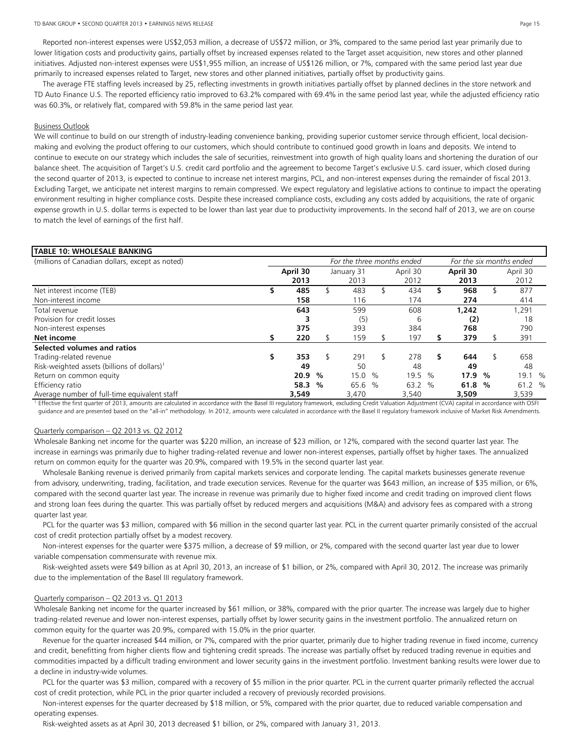Reported non-interest expenses were US$2,053 million, a decrease of US$72 million, or 3%, compared to the same period last year primarily due to lower litigation costs and productivity gains, partially offset by increased expenses related to the Target asset acquisition, new stores and other planned initiatives. Adjusted non-interest expenses were US$1,955 million, an increase of US$126 million, or 7%, compared with the same period last year due primarily to increased expenses related to Target, new stores and other planned initiatives, partially offset by productivity gains.

The average FTE staffing levels increased by 25, reflecting investments in growth initiatives partially offset by planned declines in the store network and TD Auto Finance U.S. The reported efficiency ratio improved to 63.2% compared with 69.4% in the same period last year, while the adjusted efficiency ratio was 60.3%, or relatively flat, compared with 59.8% in the same period last year.

Business Outlook

We will continue to build on our strength of industry-leading convenience banking, providing superior customer service through efficient, local decision-making and evolving the product offering to our customers, which should contribute to continued good growth in loans and deposits. We intend to continue to execute on our strategy which includes the sale of securities, reinvestment into growth of high quality loans and shortening the duration of our balance sheet. The acquisition of Target's U.S. credit card portfolio and the agreement to become Target's exclusive U.S. card issuer, which closed during the second quarter of 2013, is expected to continue to increase net interest margins, PCL, and non-interest expenses during the remainder of fiscal 2013. Excluding Target, we anticipate net interest margins to remain compressed. We expect regulatory and legislative actions to continue to impact the operating environment resulting in higher compliance costs. Despite these increased compliance costs, excluding any costs added by acquisitions, the rate of organic expense growth in U.S. dollar terms is expected to be lower than last year due to productivity improvements. In the second half of 2013, we are on course to match the level of earnings of the first half.

**TABLE 10: WHOLESALE BANKING**

| (millions of Canadian dollars, except as noted) | *For the three months ended* | | | *For the six months ended* | |
|---|---|---|---|---|---|
| | **April 30 2013** | January 31 2013 | April 30 2012 | **April 30 2013** | April 30 2012 |
| Net interest income (TEB) | **$ 485** | $ 483 | $ 434 | **$ 968** | $ 877 |
| Non-interest income | **158** | 116 | 174 | **274** | 414 |
| Total revenue | **643** | 599 | 608 | **1,242** | 1,291 |
| Provision for credit losses | **3** | (5) | 6 | **(2)** | 18 |
| Non-interest expenses | **375** | 393 | 384 | **768** | 790 |
| **Net income** | **$ 220** | $ 159 | $ 197 | **$ 379** | $ 391 |
| **Selected volumes and ratios** | | | | | |
| Trading-related revenue | **$ 353** | $ 291 | $ 278 | **$ 644** | $ 658 |
| Risk-weighted assets (billions of dollars)[1] | **49** | 50 | 48 | **49** | 48 |
| Return on common equity | **20.9 %** | 15.0 % | 19.5 % | **17.9 %** | 19.1 % |
| Efficiency ratio | **58.3 %** | 65.6 % | 63.2 % | **61.8 %** | 61.2 % |
| Average number of full-time equivalent staff | **3,549** | 3,470 | 3,540 | **3,509** | 3,539 |

[1] Effective the first quarter of 2013, amounts are calculated in accordance with the Basel III regulatory framework, excluding Credit Valuation Adjustment (CVA) capital in accordance with OSFI guidance and are presented based on the "all-in" methodology. In 2012, amounts were calculated in accordance with the Basel II regulatory framework inclusive of Market Risk Amendments.

Quarterly comparison – Q2 2013 vs. Q2 2012

Wholesale Banking net income for the quarter was $220 million, an increase of $23 million, or 12%, compared with the second quarter last year. The increase in earnings was primarily due to higher trading-related revenue and lower non-interest expenses, partially offset by higher taxes. The annualized return on common equity for the quarter was 20.9%, compared with 19.5% in the second quarter last year.

Wholesale Banking revenue is derived primarily from capital markets services and corporate lending. The capital markets businesses generate revenue from advisory, underwriting, trading, facilitation, and trade execution services. Revenue for the quarter was $643 million, an increase of $35 million, or 6%, compared with the second quarter last year. The increase in revenue was primarily due to higher fixed income and credit trading on improved client flows and strong loan fees during the quarter. This was partially offset by reduced mergers and acquisitions (M&A) and advisory fees as compared with a strong quarter last year.

PCL for the quarter was $3 million, compared with $6 million in the second quarter last year. PCL in the current quarter primarily consisted of the accrual cost of credit protection partially offset by a modest recovery.

Non-interest expenses for the quarter were $375 million, a decrease of $9 million, or 2%, compared with the second quarter last year due to lower variable compensation commensurate with revenue mix.

Risk-weighted assets were $49 billion as at April 30, 2013, an increase of $1 billion, or 2%, compared with April 30, 2012. The increase was primarily due to the implementation of the Basel III regulatory framework.

Quarterly comparison – Q2 2013 vs. Q1 2013

Wholesale Banking net income for the quarter increased by $61 million, or 38%, compared with the prior quarter. The increase was largely due to higher trading-related revenue and lower non-interest expenses, partially offset by lower security gains in the investment portfolio. The annualized return on common equity for the quarter was 20.9%, compared with 15.0% in the prior quarter.

Revenue for the quarter increased $44 million, or 7%, compared with the prior quarter, primarily due to higher trading revenue in fixed income, currency and credit, benefitting from higher clients flow and tightening credit spreads. The increase was partially offset by reduced trading revenue in equities and commodities impacted by a difficult trading environment and lower security gains in the investment portfolio. Investment banking results were lower due to a decline in industry-wide volumes.

PCL for the quarter was $3 million, compared with a recovery of $5 million in the prior quarter. PCL in the current quarter primarily reflected the accrual cost of credit protection, while PCL in the prior quarter included a recovery of previously recorded provisions.

Non-interest expenses for the quarter decreased by $18 million, or 5%, compared with the prior quarter, due to reduced variable compensation and operating expenses.

Risk-weighted assets as at April 30, 2013 decreased $1 billion, or 2%, compared with January 31, 2013.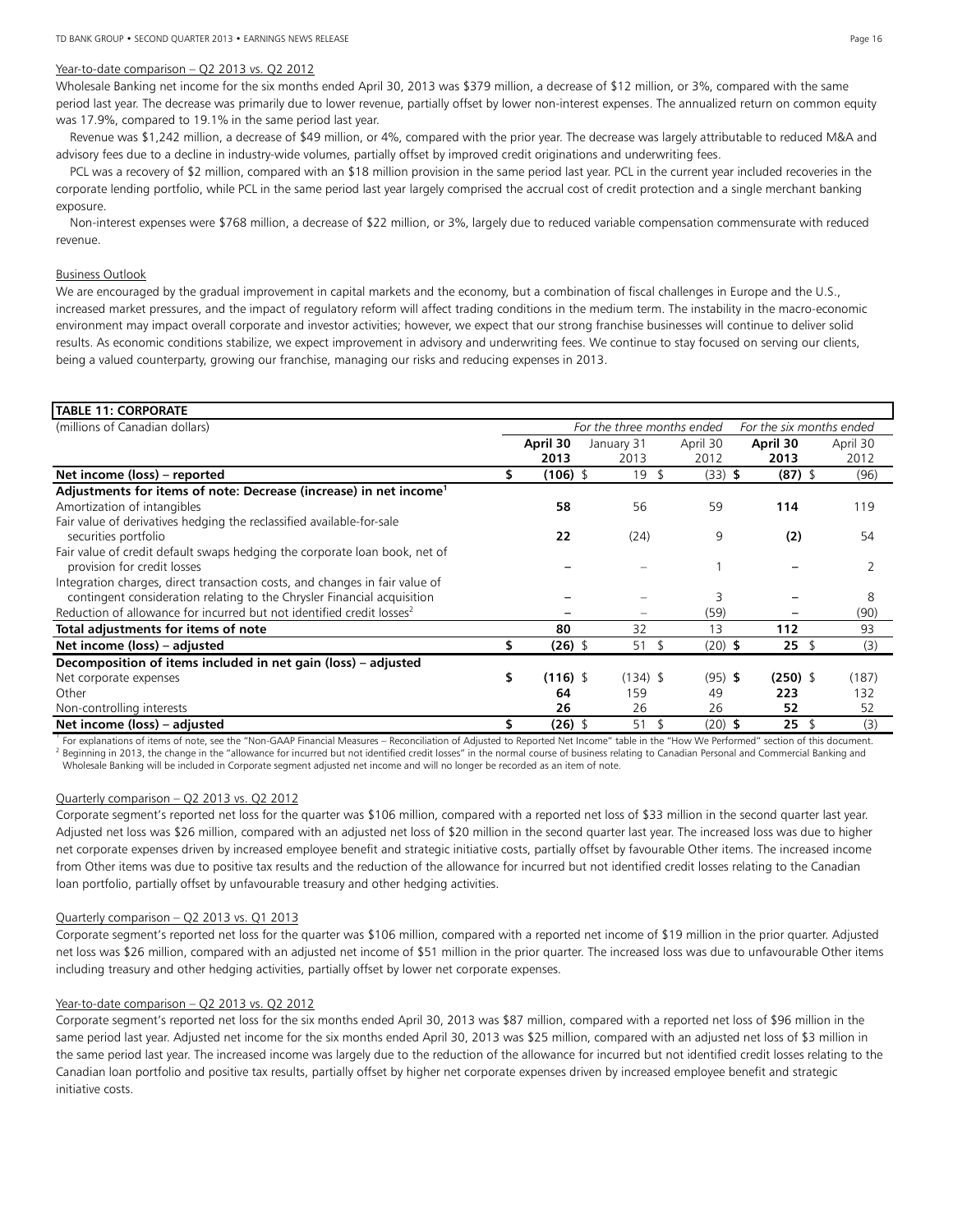Year-to-date comparison – Q2 2013 vs. Q2 2012

Wholesale Banking net income for the six months ended April 30, 2013 was $379 million, a decrease of $12 million, or 3%, compared with the same period last year. The decrease was primarily due to lower revenue, partially offset by lower non-interest expenses. The annualized return on common equity was 17.9%, compared to 19.1% in the same period last year.

Revenue was $1,242 million, a decrease of $49 million, or 4%, compared with the prior year. The decrease was largely attributable to reduced M&A and advisory fees due to a decline in industry-wide volumes, partially offset by improved credit originations and underwriting fees.

PCL was a recovery of $2 million, compared with an $18 million provision in the same period last year. PCL in the current year included recoveries in the corporate lending portfolio, while PCL in the same period last year largely comprised the accrual cost of credit protection and a single merchant banking exposure.

Non-interest expenses were $768 million, a decrease of $22 million, or 3%, largely due to reduced variable compensation commensurate with reduced revenue.

Business Outlook

We are encouraged by the gradual improvement in capital markets and the economy, but a combination of fiscal challenges in Europe and the U.S., increased market pressures, and the impact of regulatory reform will affect trading conditions in the medium term. The instability in the macro-economic environment may impact overall corporate and investor activities; however, we expect that our strong franchise businesses will continue to deliver solid results. As economic conditions stabilize, we expect improvement in advisory and underwriting fees. We continue to stay focused on serving our clients, being a valued counterparty, growing our franchise, managing our risks and reducing expenses in 2013.

**TABLE 11: CORPORATE**

| (millions of Canadian dollars) | *For the three months ended* | | | *For the six months ended* | |
|---|---|---|---|---|---|
| | **April 30 2013** | January 31 2013 | April 30 2012 | **April 30 2013** | April 30 2012 |
| **Net income (loss) – reported** | **$ (106)** | $ 19 | $ (33) | **$ (87)** | $ (96) |
| **Adjustments for items of note: Decrease (increase) in net income[1]** | | | | | |
| Amortization of intangibles | **58** | 56 | 59 | **114** | 119 |
| Fair value of derivatives hedging the reclassified available-for-sale securities portfolio | **22** | (24) | 9 | **(2)** | 54 |
| Fair value of credit default swaps hedging the corporate loan book, net of provision for credit losses | **–** | – | 1 | **–** | 2 |
| Integration charges, direct transaction costs, and changes in fair value of contingent consideration relating to the Chrysler Financial acquisition | **–** | – | 3 | **–** | 8 |
| Reduction of allowance for incurred but not identified credit losses[2] | **–** | – | (59) | **–** | (90) |
| **Total adjustments for items of note** | **80** | 32 | 13 | **112** | 93 |
| **Net income (loss) – adjusted** | **$ (26)** | $ 51 | $ (20) | **$ 25** | $ (3) |
| **Decomposition of items included in net gain (loss) – adjusted** | | | | | |
| Net corporate expenses | **$ (116)** | $ (134) | $ (95) | **$ (250)** | $ (187) |
| Other | **64** | 159 | 49 | **223** | 132 |
| Non-controlling interests | **26** | 26 | 26 | **52** | 52 |
| **Net income (loss) – adjusted** | **$ (26)** | $ 51 | $ (20) | **$ 25** | $ (3) |

[1] For explanations of items of note, see the "Non-GAAP Financial Measures – Reconciliation of Adjusted to Reported Net Income" table in the "How We Performed" section of this document.
[2] Beginning in 2013, the change in the "allowance for incurred but not identified credit losses" in the normal course of business relating to Canadian Personal and Commercial Banking and Wholesale Banking will be included in Corporate segment adjusted net income and will no longer be recorded as an item of note.

Quarterly comparison – Q2 2013 vs. Q2 2012

Corporate segment's reported net loss for the quarter was $106 million, compared with a reported net loss of $33 million in the second quarter last year. Adjusted net loss was $26 million, compared with an adjusted net loss of $20 million in the second quarter last year. The increased loss was due to higher net corporate expenses driven by increased employee benefit and strategic initiative costs, partially offset by favourable Other items. The increased income from Other items was due to positive tax results and the reduction of the allowance for incurred but not identified credit losses relating to the Canadian loan portfolio, partially offset by unfavourable treasury and other hedging activities.

Quarterly comparison – Q2 2013 vs. Q1 2013

Corporate segment's reported net loss for the quarter was $106 million, compared with a reported net income of $19 million in the prior quarter. Adjusted net loss was $26 million, compared with an adjusted net income of $51 million in the prior quarter. The increased loss was due to unfavourable Other items including treasury and other hedging activities, partially offset by lower net corporate expenses.

Year-to-date comparison – Q2 2013 vs. Q2 2012

Corporate segment's reported net loss for the six months ended April 30, 2013 was $87 million, compared with a reported net loss of $96 million in the same period last year. Adjusted net income for the six months ended April 30, 2013 was $25 million, compared with an adjusted net loss of $3 million in the same period last year. The increased income was largely due to the reduction of the allowance for incurred but not identified credit losses relating to the Canadian loan portfolio and positive tax results, partially offset by higher net corporate expenses driven by increased employee benefit and strategic initiative costs.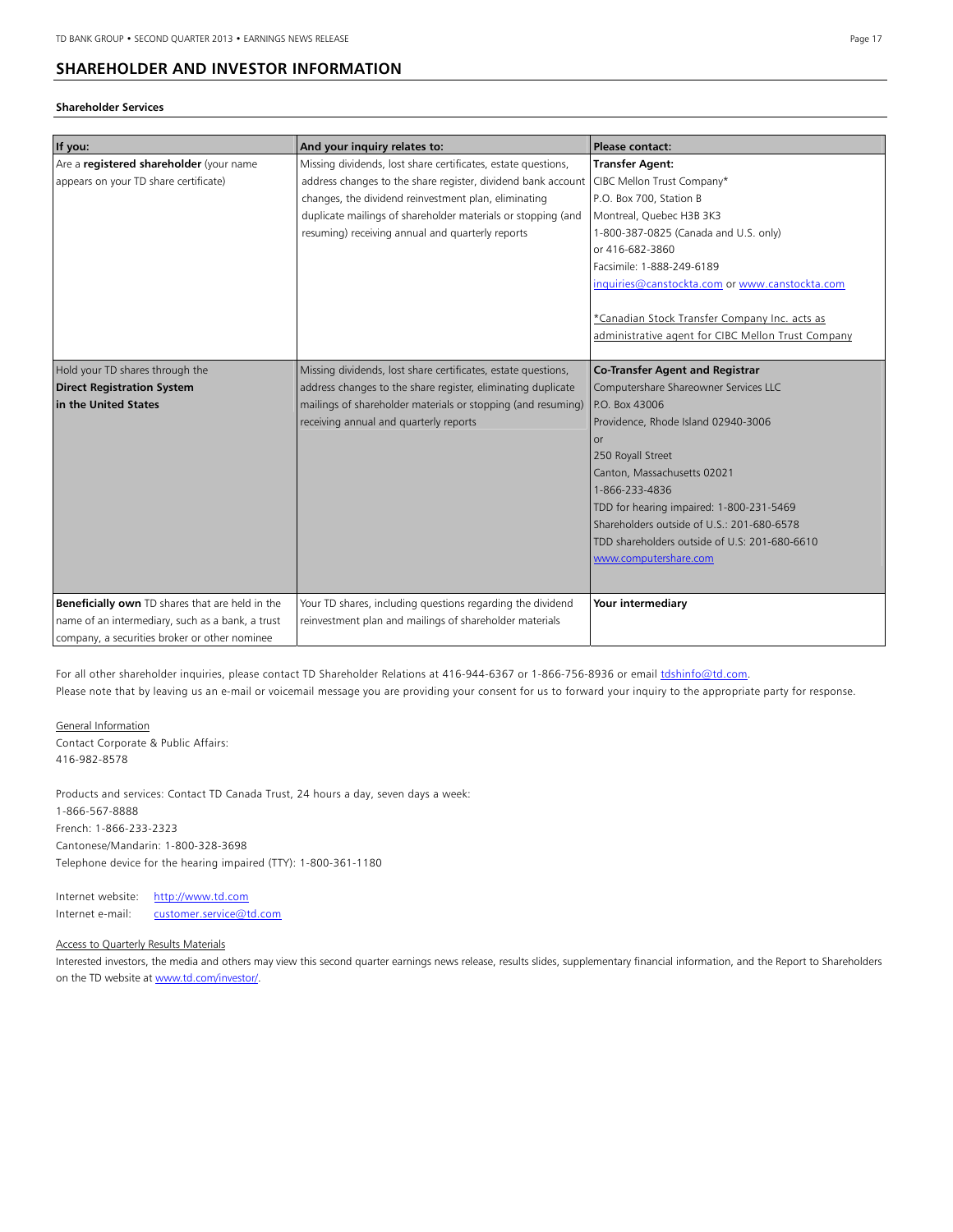## SHAREHOLDER AND INVESTOR INFORMATION

**Shareholder Services**

| If you: | And your inquiry relates to: | Please contact: |
|---|---|---|
| Are a **registered shareholder** (your name appears on your TD share certificate) | Missing dividends, lost share certificates, estate questions, address changes to the share register, dividend bank account changes, the dividend reinvestment plan, eliminating duplicate mailings of shareholder materials or stopping (and resuming) receiving annual and quarterly reports | **Transfer Agent:**<br>CIBC Mellon Trust Company*<br>P.O. Box 700, Station B<br>Montreal, Quebec H3B 3K3<br>1-800-387-0825 (Canada and U.S. only)<br>or 416-682-3860<br>Facsimile: 1-888-249-6189<br>inquiries@canstockta.com or www.canstockta.com<br><br>*Canadian Stock Transfer Company Inc. acts as administrative agent for CIBC Mellon Trust Company |
| Hold your TD shares through the **Direct Registration System in the United States** | Missing dividends, lost share certificates, estate questions, address changes to the share register, eliminating duplicate mailings of shareholder materials or stopping (and resuming) receiving annual and quarterly reports | **Co-Transfer Agent and Registrar**<br>Computershare Shareowner Services LLC<br>P.O. Box 43006<br>Providence, Rhode Island 02940-3006<br>or<br>250 Royall Street<br>Canton, Massachusetts 02021<br>1-866-233-4836<br>TDD for hearing impaired: 1-800-231-5469<br>Shareholders outside of U.S.: 201-680-6578<br>TDD shareholders outside of U.S: 201-680-6610<br>www.computershare.com |
| **Beneficially own** TD shares that are held in the name of an intermediary, such as a bank, a trust company, a securities broker or other nominee | Your TD shares, including questions regarding the dividend reinvestment plan and mailings of shareholder materials | **Your intermediary** |

For all other shareholder inquiries, please contact TD Shareholder Relations at 416-944-6367 or 1-866-756-8936 or email tdshinfo@td.com.
Please note that by leaving us an e-mail or voicemail message you are providing your consent for us to forward your inquiry to the appropriate party for response.

General Information
Contact Corporate & Public Affairs:
416-982-8578

Products and services: Contact TD Canada Trust, 24 hours a day, seven days a week:
1-866-567-8888
French: 1-866-233-2323
Cantonese/Mandarin: 1-800-328-3698
Telephone device for the hearing impaired (TTY): 1-800-361-1180

Internet website: http://www.td.com
Internet e-mail: customer.service@td.com

Access to Quarterly Results Materials

Interested investors, the media and others may view this second quarter earnings news release, results slides, supplementary financial information, and the Report to Shareholders on the TD website at www.td.com/investor/.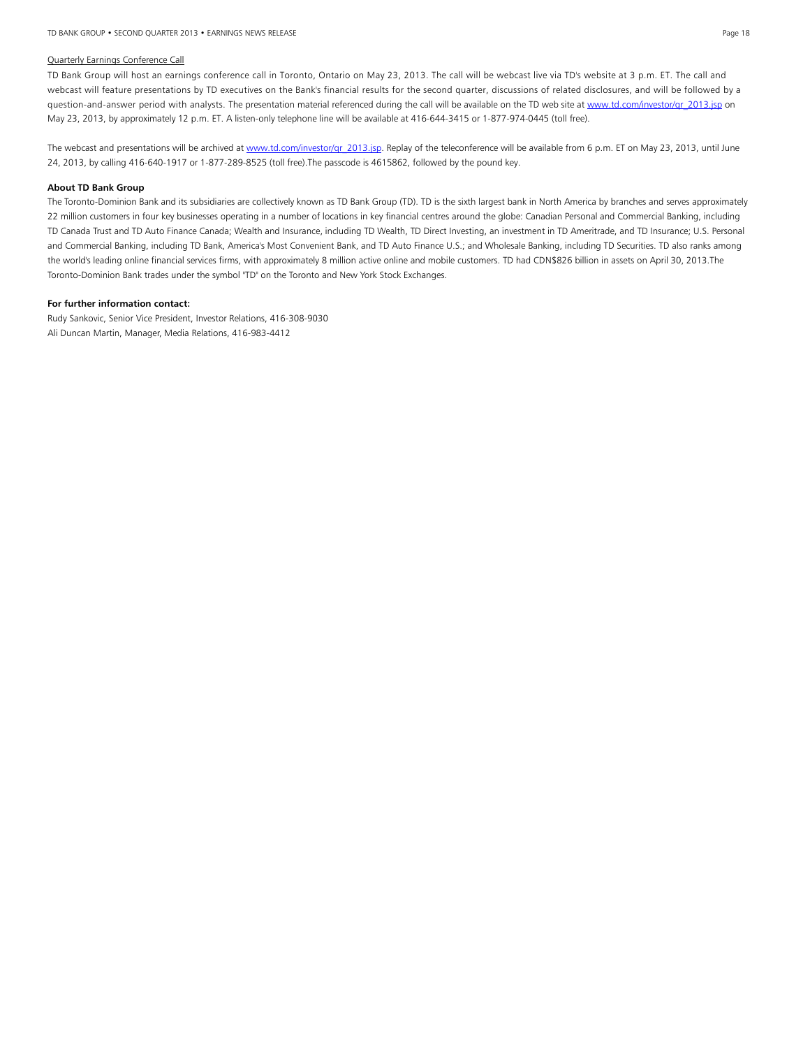Quarterly Earnings Conference Call

TD Bank Group will host an earnings conference call in Toronto, Ontario on May 23, 2013. The call will be webcast live via TD's website at 3 p.m. ET. The call and webcast will feature presentations by TD executives on the Bank's financial results for the second quarter, discussions of related disclosures, and will be followed by a question-and-answer period with analysts. The presentation material referenced during the call will be available on the TD web site at www.td.com/investor/qr_2013.jsp on May 23, 2013, by approximately 12 p.m. ET. A listen-only telephone line will be available at 416-644-3415 or 1-877-974-0445 (toll free).

The webcast and presentations will be archived at www.td.com/investor/qr_2013.jsp. Replay of the teleconference will be available from 6 p.m. ET on May 23, 2013, until June 24, 2013, by calling 416-640-1917 or 1-877-289-8525 (toll free).The passcode is 4615862, followed by the pound key.

**About TD Bank Group**

The Toronto-Dominion Bank and its subsidiaries are collectively known as TD Bank Group (TD). TD is the sixth largest bank in North America by branches and serves approximately 22 million customers in four key businesses operating in a number of locations in key financial centres around the globe: Canadian Personal and Commercial Banking, including TD Canada Trust and TD Auto Finance Canada; Wealth and Insurance, including TD Wealth, TD Direct Investing, an investment in TD Ameritrade, and TD Insurance; U.S. Personal and Commercial Banking, including TD Bank, America's Most Convenient Bank, and TD Auto Finance U.S.; and Wholesale Banking, including TD Securities. TD also ranks among the world's leading online financial services firms, with approximately 8 million active online and mobile customers. TD had CDN$826 billion in assets on April 30, 2013.The Toronto-Dominion Bank trades under the symbol "TD" on the Toronto and New York Stock Exchanges.

**For further information contact:**

Rudy Sankovic, Senior Vice President, Investor Relations, 416-308-9030
Ali Duncan Martin, Manager, Media Relations, 416-983-4412